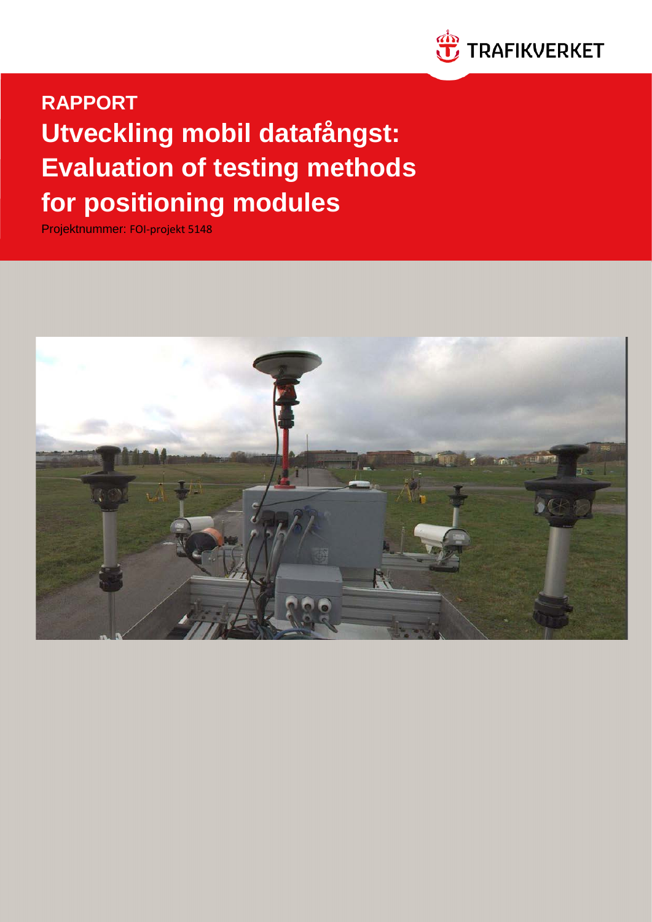TRAFIKVERKET

**RAPPORT**

# Utveckling mobil datafångst: Evaluation of testing methods for positioning modules

Projektnummer: FOI-projekt 5148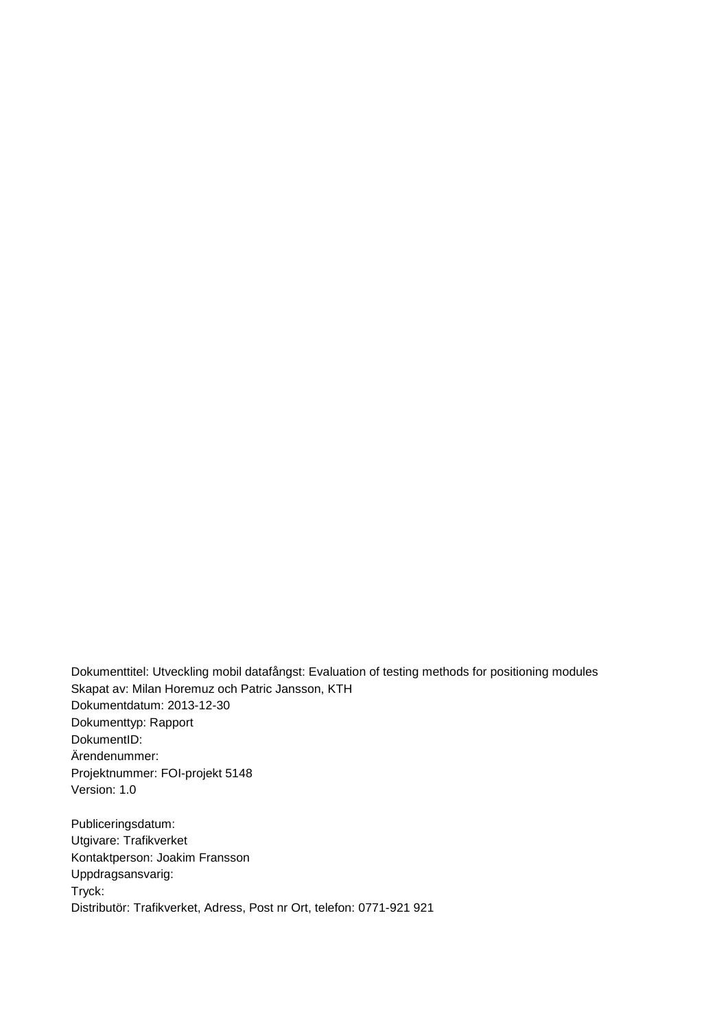Dokumenttitel: Utveckling mobil datafångst: Evaluation of testing methods for positioning modules
Skapat av: Milan Horemuz och Patric Jansson, KTH
Dokumentdatum: 2013-12-30
Dokumenttyp: Rapport
DokumentID:
Ärendenummer:
Projektnummer: FOI-projekt 5148
Version: 1.0

Publiceringsdatum:
Utgivare: Trafikverket
Kontaktperson: Joakim Fransson
Uppdragsansvarig:
Tryck:
Distributör: Trafikverket, Adress, Post nr Ort, telefon: 0771-921 921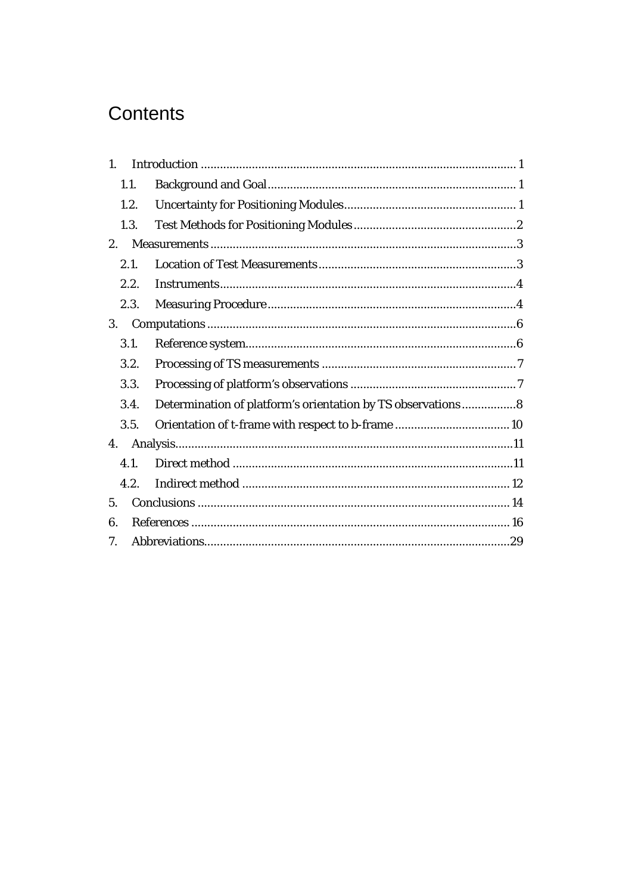# Contents

1. Introduction .......... 1
   - 1.1. Background and Goal .......... 1
   - 1.2. Uncertainty for Positioning Modules .......... 1
   - 1.3. Test Methods for Positioning Modules .......... 2
2. Measurements .......... 3
   - 2.1. Location of Test Measurements .......... 3
   - 2.2. Instruments .......... 4
   - 2.3. Measuring Procedure .......... 4
3. Computations .......... 6
   - 3.1. Reference system .......... 6
   - 3.2. Processing of TS measurements .......... 7
   - 3.3. Processing of platform's observations .......... 7
   - 3.4. Determination of platform's orientation by TS observations .......... 8
   - 3.5. Orientation of t-frame with respect to b-frame .......... 10
4. Analysis .......... 11
   - 4.1. Direct method .......... 11
   - 4.2. Indirect method .......... 12
5. Conclusions .......... 14
6. References .......... 16
7. Abbreviations .......... 29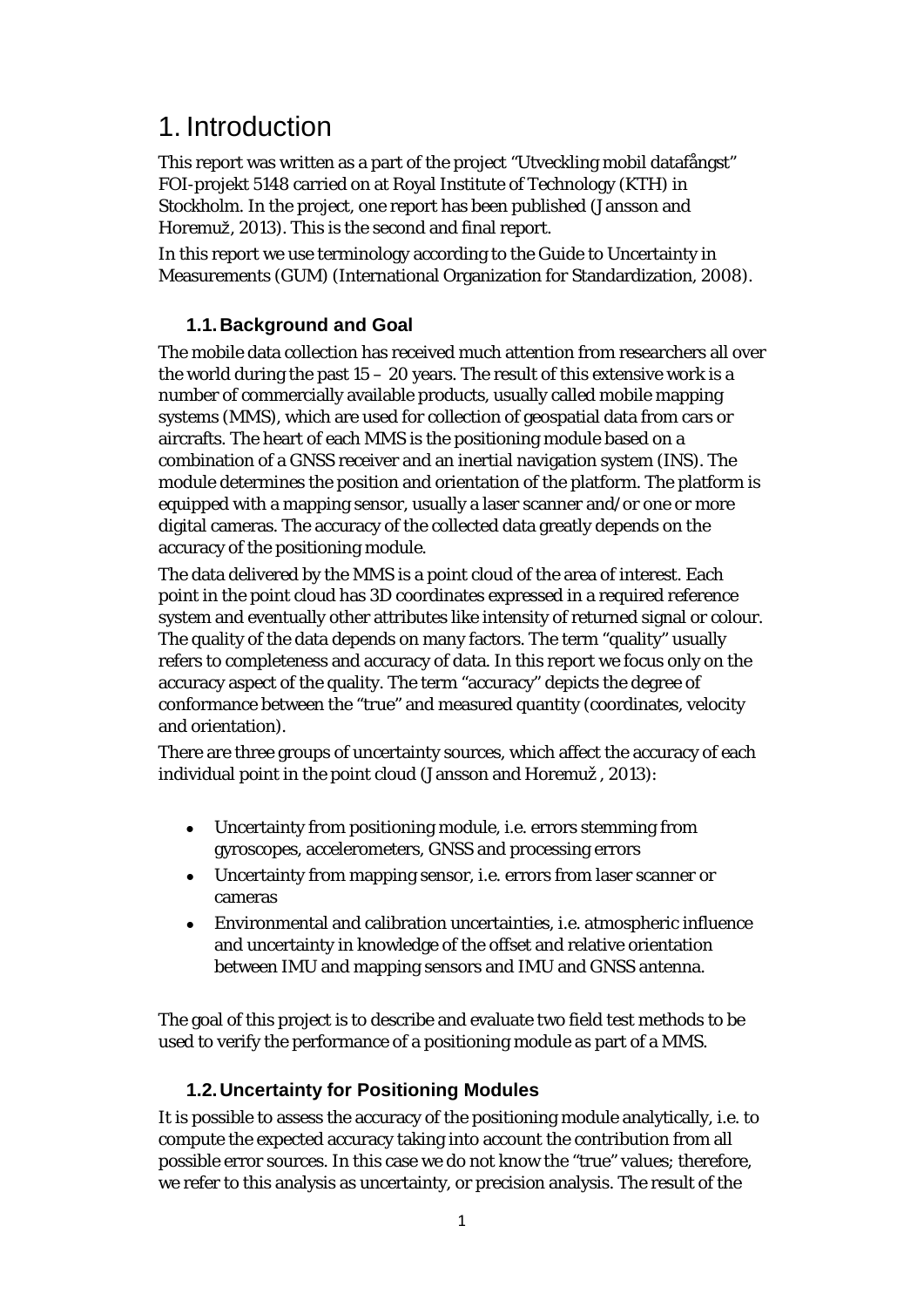# 1. Introduction

This report was written as a part of the project "Utveckling mobil datafångst" FOI-projekt 5148 carried on at Royal Institute of Technology (KTH) in Stockholm. In the project, one report has been published (Jansson and Horemuž, 2013). This is the second and final report.

In this report we use terminology according to the Guide to Uncertainty in Measurements (GUM) (International Organization for Standardization, 2008).

## 1.1. Background and Goal

The mobile data collection has received much attention from researchers all over the world during the past 15 – 20 years. The result of this extensive work is a number of commercially available products, usually called mobile mapping systems (MMS), which are used for collection of geospatial data from cars or aircrafts. The heart of each MMS is the positioning module based on a combination of a GNSS receiver and an inertial navigation system (INS). The module determines the position and orientation of the platform. The platform is equipped with a mapping sensor, usually a laser scanner and/or one or more digital cameras. The accuracy of the collected data greatly depends on the accuracy of the positioning module.

The data delivered by the MMS is a point cloud of the area of interest. Each point in the point cloud has 3D coordinates expressed in a required reference system and eventually other attributes like intensity of returned signal or colour. The quality of the data depends on many factors. The term "quality" usually refers to completeness and accuracy of data. In this report we focus only on the accuracy aspect of the quality. The term "accuracy" depicts the degree of conformance between the "true" and measured quantity (coordinates, velocity and orientation).

There are three groups of uncertainty sources, which affect the accuracy of each individual point in the point cloud (Jansson and Horemuž , 2013):

- Uncertainty from positioning module, i.e. errors stemming from gyroscopes, accelerometers, GNSS and processing errors
- Uncertainty from mapping sensor, i.e. errors from laser scanner or cameras
- Environmental and calibration uncertainties, i.e. atmospheric influence and uncertainty in knowledge of the offset and relative orientation between IMU and mapping sensors and IMU and GNSS antenna.

The goal of this project is to describe and evaluate two field test methods to be used to verify the performance of a positioning module as part of a MMS.

## 1.2. Uncertainty for Positioning Modules

It is possible to assess the accuracy of the positioning module analytically, i.e. to compute the expected accuracy taking into account the contribution from all possible error sources. In this case we do not know the "true" values; therefore, we refer to this analysis as uncertainty, or precision analysis. The result of the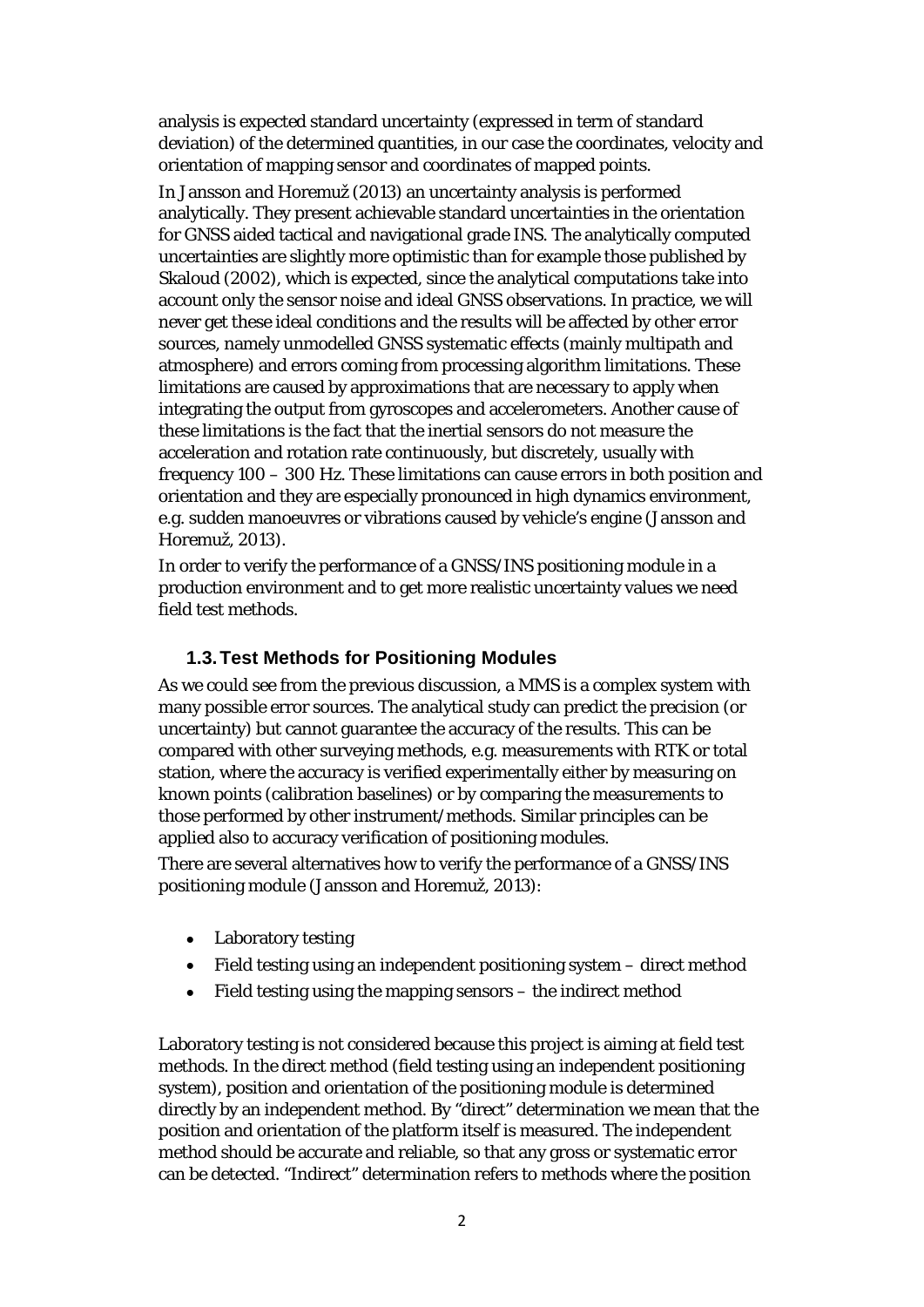analysis is expected standard uncertainty (expressed in term of standard deviation) of the determined quantities, in our case the coordinates, velocity and orientation of mapping sensor and coordinates of mapped points.

In Jansson and Horemuž (2013) an uncertainty analysis is performed analytically. They present achievable standard uncertainties in the orientation for GNSS aided tactical and navigational grade INS. The analytically computed uncertainties are slightly more optimistic than for example those published by Skaloud (2002), which is expected, since the analytical computations take into account only the sensor noise and ideal GNSS observations. In practice, we will never get these ideal conditions and the results will be affected by other error sources, namely unmodelled GNSS systematic effects (mainly multipath and atmosphere) and errors coming from processing algorithm limitations. These limitations are caused by approximations that are necessary to apply when integrating the output from gyroscopes and accelerometers. Another cause of these limitations is the fact that the inertial sensors do not measure the acceleration and rotation rate continuously, but discretely, usually with frequency 100 – 300 Hz. These limitations can cause errors in both position and orientation and they are especially pronounced in high dynamics environment, e.g. sudden manoeuvres or vibrations caused by vehicle's engine (Jansson and Horemuž, 2013).

In order to verify the performance of a GNSS/INS positioning module in a production environment and to get more realistic uncertainty values we need field test methods.

## 1.3. Test Methods for Positioning Modules

As we could see from the previous discussion, a MMS is a complex system with many possible error sources. The analytical study can predict the precision (or uncertainty) but cannot guarantee the accuracy of the results. This can be compared with other surveying methods, e.g. measurements with RTK or total station, where the accuracy is verified experimentally either by measuring on known points (calibration baselines) or by comparing the measurements to those performed by other instrument/methods. Similar principles can be applied also to accuracy verification of positioning modules.

There are several alternatives how to verify the performance of a GNSS/INS positioning module (Jansson and Horemuž, 2013):

- Laboratory testing
- Field testing using an independent positioning system – direct method
- Field testing using the mapping sensors – the indirect method

Laboratory testing is not considered because this project is aiming at field test methods. In the direct method (field testing using an independent positioning system), position and orientation of the positioning module is determined directly by an independent method. By "direct" determination we mean that the position and orientation of the platform itself is measured. The independent method should be accurate and reliable, so that any gross or systematic error can be detected. "Indirect" determination refers to methods where the position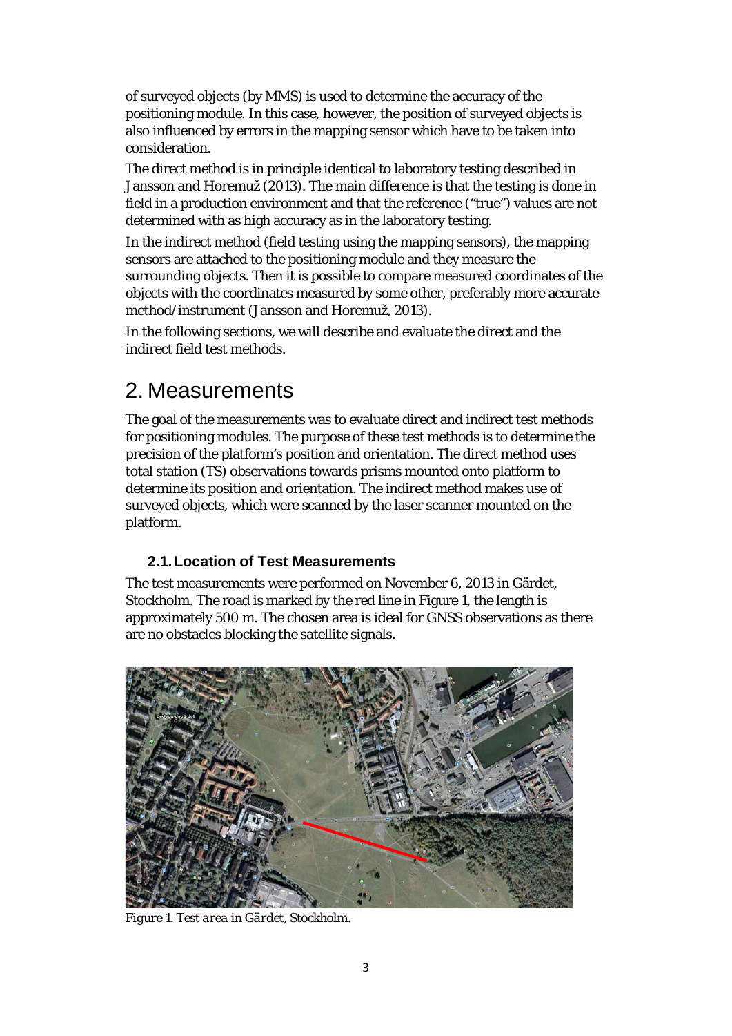of surveyed objects (by MMS) is used to determine the accuracy of the positioning module. In this case, however, the position of surveyed objects is also influenced by errors in the mapping sensor which have to be taken into consideration.

The direct method is in principle identical to laboratory testing described in Jansson and Horemuž (2013). The main difference is that the testing is done in field in a production environment and that the reference ("true") values are not determined with as high accuracy as in the laboratory testing.

In the indirect method (field testing using the mapping sensors), the mapping sensors are attached to the positioning module and they measure the surrounding objects. Then it is possible to compare measured coordinates of the objects with the coordinates measured by some other, preferably more accurate method/instrument (Jansson and Horemuž, 2013).

In the following sections, we will describe and evaluate the direct and the indirect field test methods.

# 2. Measurements

The goal of the measurements was to evaluate direct and indirect test methods for positioning modules. The purpose of these test methods is to determine the precision of the platform's position and orientation. The direct method uses total station (TS) observations towards prisms mounted onto platform to determine its position and orientation. The indirect method makes use of surveyed objects, which were scanned by the laser scanner mounted on the platform.

## 2.1. Location of Test Measurements

The test measurements were performed on November 6, 2013 in Gärdet, Stockholm. The road is marked by the red line in Figure 1, the length is approximately 500 m. The chosen area is ideal for GNSS observations as there are no obstacles blocking the satellite signals.

*Figure 1. Test area in Gärdet, Stockholm.*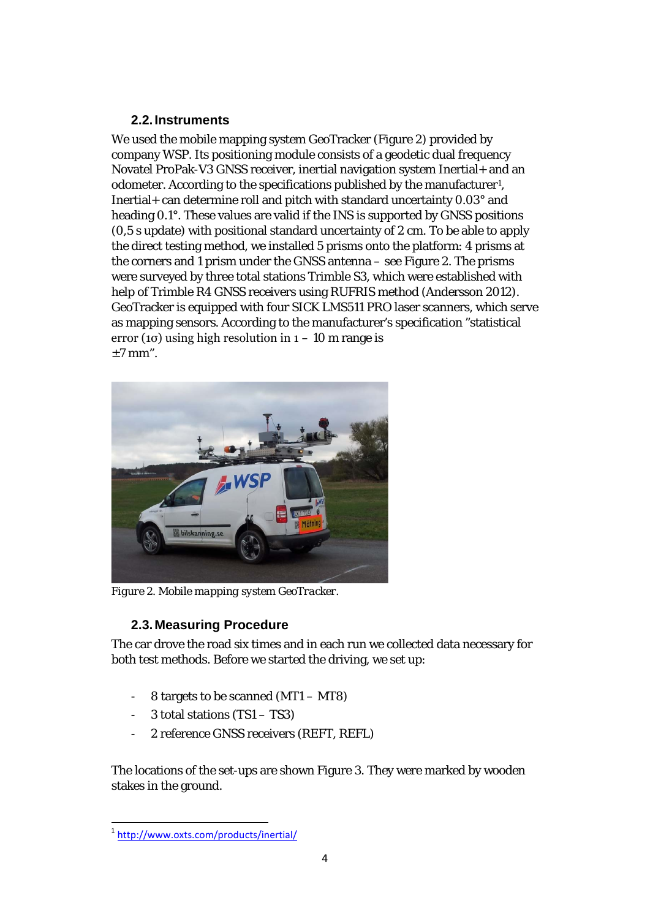## 2.2. Instruments

We used the mobile mapping system GeoTracker (Figure 2) provided by company WSP. Its positioning module consists of a geodetic dual frequency Novatel ProPak-V3 GNSS receiver, inertial navigation system Inertial+ and an odometer. According to the specifications published by the manufacturer[1], Inertial+ can determine roll and pitch with standard uncertainty 0.03° and heading 0.1°. These values are valid if the INS is supported by GNSS positions (0,5 s update) with positional standard uncertainty of 2 cm. To be able to apply the direct testing method, we installed 5 prisms onto the platform: 4 prisms at the corners and 1 prism under the GNSS antenna – see Figure 2. The prisms were surveyed by three total stations Trimble S3, which were established with help of Trimble R4 GNSS receivers using RUFRIS method (Andersson 2012). GeoTracker is equipped with four SICK LMS511 PRO laser scanners, which serve as mapping sensors. According to the manufacturer's specification "statistical error (1σ) using high resolution in 1 – 10 m range is ±7 mm".

*Figure 2. Mobile mapping system GeoTracker.*

## 2.3. Measuring Procedure

The car drove the road six times and in each run we collected data necessary for both test methods. Before we started the driving, we set up:

- 8 targets to be scanned (MT1 – MT8)
- 3 total stations (TS1 – TS3)
- 2 reference GNSS receivers (REFT, REFL)

The locations of the set-ups are shown Figure 3. They were marked by wooden stakes in the ground.

[1] http://www.oxts.com/products/inertial/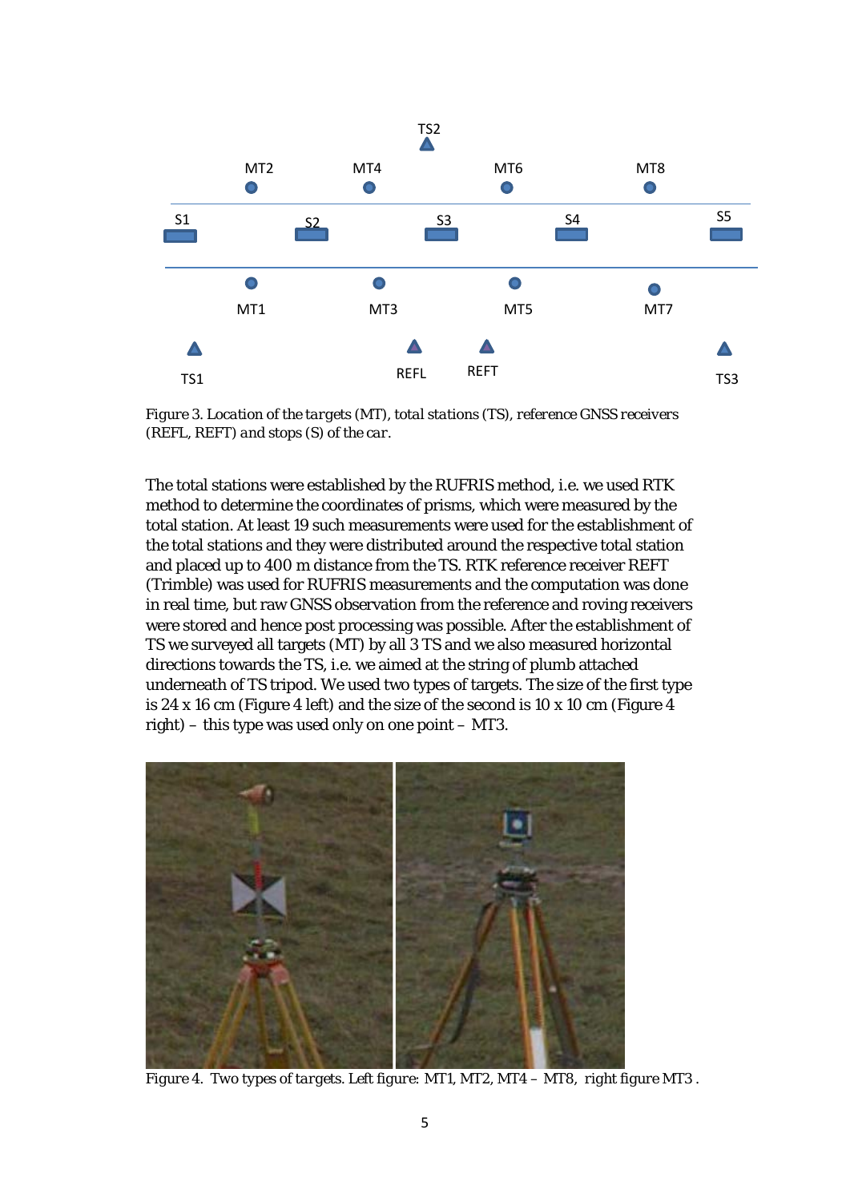Figure 3. *Location of the targets (MT), total stations (TS), reference GNSS receivers (REFL, REFT) and stops (S) of the car.*

The total stations were established by the RUFRIS method, i.e. we used RTK method to determine the coordinates of prisms, which were measured by the total station. At least 19 such measurements were used for the establishment of the total stations and they were distributed around the respective total station and placed up to 400 m distance from the TS. RTK reference receiver REFT (Trimble) was used for RUFRIS measurements and the computation was done in real time, but raw GNSS observation from the reference and roving receivers were stored and hence post processing was possible. After the establishment of TS we surveyed all targets (MT) by all 3 TS and we also measured horizontal directions towards the TS, i.e. we aimed at the string of plumb attached underneath of TS tripod. We used two types of targets. The size of the first type is 24 x 16 cm (Figure 4 left) and the size of the second is 10 x 10 cm (Figure 4 right) – this type was used only on one point – MT3.

Figure 4. *Two types of targets. Left figure: MT1, MT2, MT4 – MT8, right figure MT3 .*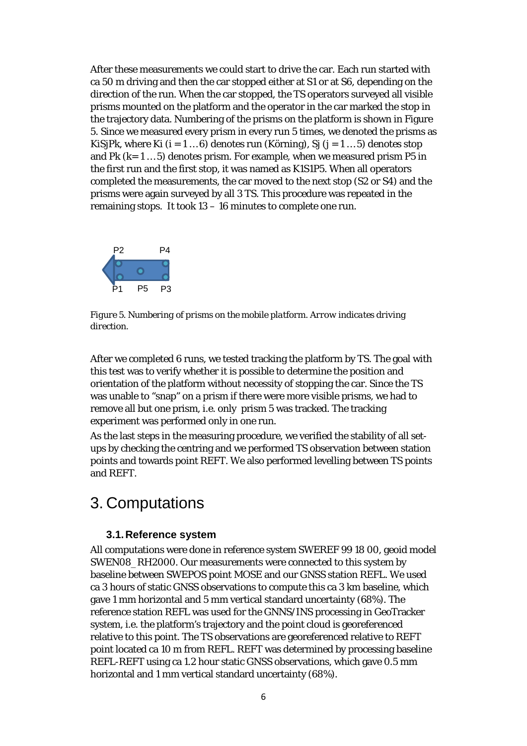After these measurements we could start to drive the car. Each run started with ca 50 m driving and then the car stopped either at S1 or at S6, depending on the direction of the run. When the car stopped, the TS operators surveyed all visible prisms mounted on the platform and the operator in the car marked the stop in the trajectory data. Numbering of the prisms on the platform is shown in Figure 5. Since we measured every prism in every run 5 times, we denoted the prisms as KiSjPk, where Ki (i = 1 … 6) denotes run (Körning), Sj (j = 1 … 5) denotes stop and Pk (k= 1 … 5) denotes prism. For example, when we measured prism P5 in the first run and the first stop, it was named as K1S1P5. When all operators completed the measurements, the car moved to the next stop (S2 or S4) and the prisms were again surveyed by all 3 TS. This procedure was repeated in the remaining stops. It took 13 – 16 minutes to complete one run.

P2 P4

P1 P5 P3

*Figure 5. Numbering of prisms on the mobile platform. Arrow indicates driving direction.*

After we completed 6 runs, we tested tracking the platform by TS. The goal with this test was to verify whether it is possible to determine the position and orientation of the platform without necessity of stopping the car. Since the TS was unable to "snap" on a prism if there were more visible prisms, we had to remove all but one prism, i.e. only prism 5 was tracked. The tracking experiment was performed only in one run.

As the last steps in the measuring procedure, we verified the stability of all set-ups by checking the centring and we performed TS observation between station points and towards point REFT. We also performed levelling between TS points and REFT.

# 3. Computations

## 3.1. Reference system

All computations were done in reference system SWEREF 99 18 00, geoid model SWEN08_RH2000. Our measurements were connected to this system by baseline between SWEPOS point MOSE and our GNSS station REFL. We used ca 3 hours of static GNSS observations to compute this ca 3 km baseline, which gave 1 mm horizontal and 5 mm vertical standard uncertainty (68%). The reference station REFL was used for the GNNS/INS processing in GeoTracker system, i.e. the platform's trajectory and the point cloud is georeferenced relative to this point. The TS observations are georeferenced relative to REFT point located ca 10 m from REFL. REFT was determined by processing baseline REFL-REFT using ca 1.2 hour static GNSS observations, which gave 0.5 mm horizontal and 1 mm vertical standard uncertainty (68%).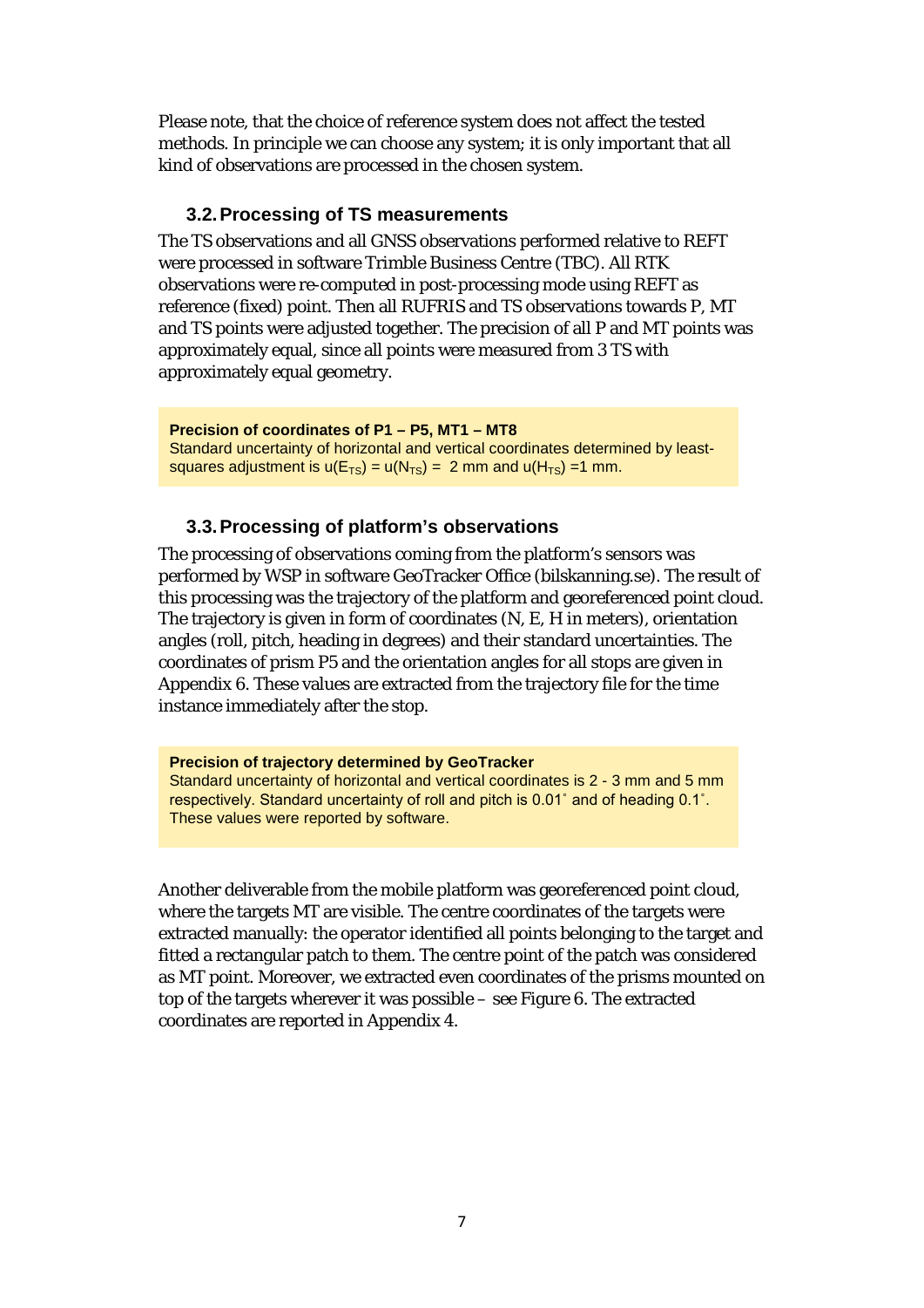Please note, that the choice of reference system does not affect the tested methods. In principle we can choose any system; it is only important that all kind of observations are processed in the chosen system.

### 3.2. Processing of TS measurements

The TS observations and all GNSS observations performed relative to REFT were processed in software Trimble Business Centre (TBC). All RTK observations were re-computed in post-processing mode using REFT as reference (fixed) point. Then all RUFRIS and TS observations towards P, MT and TS points were adjusted together. The precision of all P and MT points was approximately equal, since all points were measured from 3 TS with approximately equal geometry.

> **Precision of coordinates of P1 – P5, MT1 – MT8**
> Standard uncertainty of horizontal and vertical coordinates determined by least-squares adjustment is $u(E_{TS}) = u(N_{TS}) = 2$ mm and $u(H_{TS}) = 1$ mm.

### 3.3. Processing of platform's observations

The processing of observations coming from the platform's sensors was performed by WSP in software GeoTracker Office (bilskanning.se). The result of this processing was the trajectory of the platform and georeferenced point cloud. The trajectory is given in form of coordinates (N, E, H in meters), orientation angles (roll, pitch, heading in degrees) and their standard uncertainties. The coordinates of prism P5 and the orientation angles for all stops are given in Appendix 6. These values are extracted from the trajectory file for the time instance immediately after the stop.

> **Precision of trajectory determined by GeoTracker**
> Standard uncertainty of horizontal and vertical coordinates is 2 - 3 mm and 5 mm respectively. Standard uncertainty of roll and pitch is 0.01˚ and of heading 0.1˚. These values were reported by software.

Another deliverable from the mobile platform was georeferenced point cloud, where the targets MT are visible. The centre coordinates of the targets were extracted manually: the operator identified all points belonging to the target and fitted a rectangular patch to them. The centre point of the patch was considered as MT point. Moreover, we extracted even coordinates of the prisms mounted on top of the targets wherever it was possible – see Figure 6. The extracted coordinates are reported in Appendix 4.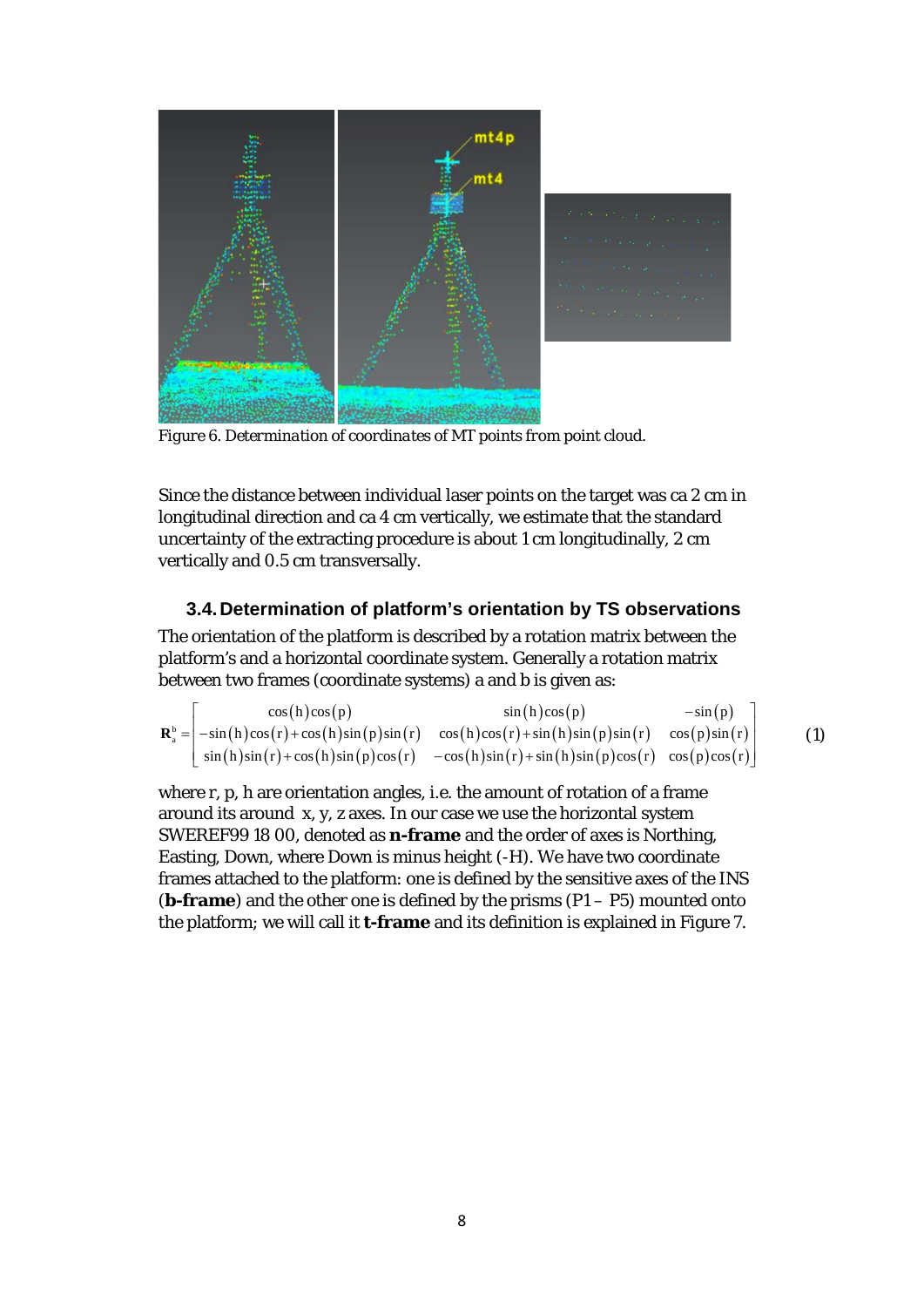Figure 6. Determination of coordinates of MT points from point cloud.

Since the distance between individual laser points on the target was ca 2 cm in longitudinal direction and ca 4 cm vertically, we estimate that the standard uncertainty of the extracting procedure is about 1 cm longitudinally, 2 cm vertically and 0.5 cm transversally.

### 3.4. Determination of platform's orientation by TS observations

The orientation of the platform is described by a rotation matrix between the platform's and a horizontal coordinate system. Generally a rotation matrix between two frames (coordinate systems) a and b is given as:

$$\mathbf{R}_a^b = \begin{bmatrix} \cos(h)\cos(p) & \sin(h)\cos(p) & -\sin(p) \\ -\sin(h)\cos(r)+\cos(h)\sin(p)\sin(r) & \cos(h)\cos(r)+\sin(h)\sin(p)\sin(r) & \cos(p)\sin(r) \\ \sin(h)\sin(r)+\cos(h)\sin(p)\cos(r) & -\cos(h)\sin(r)+\sin(h)\sin(p)\cos(r) & \cos(p)\cos(r) \end{bmatrix} \quad (1)$$

where r, p, h are orientation angles, i.e. the amount of rotation of a frame around its around x, y, z axes. In our case we use the horizontal system SWEREF99 18 00, denoted as **n-frame** and the order of axes is Northing, Easting, Down, where Down is minus height (-H). We have two coordinate frames attached to the platform: one is defined by the sensitive axes of the INS (**b-frame**) and the other one is defined by the prisms (P1 – P5) mounted onto the platform; we will call it **t-frame** and its definition is explained in Figure 7.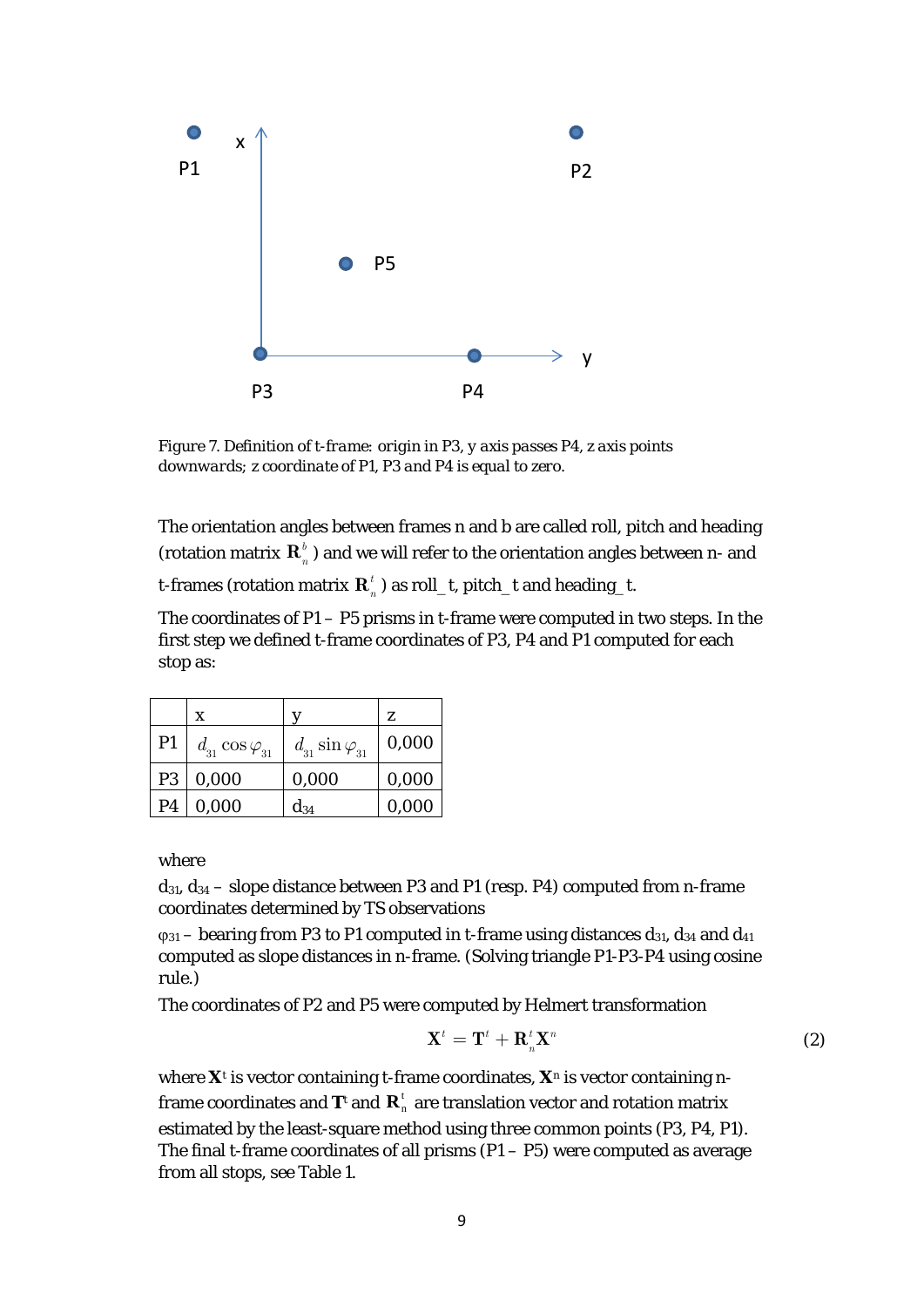*Figure 7. Definition of t-frame: origin in P3, y axis passes P4, z axis points downwards; z coordinate of P1, P3 and P4 is equal to zero.*

The orientation angles between frames n and b are called roll, pitch and heading (rotation matrix $\mathbf{R}_n^b$) and we will refer to the orientation angles between n- and t-frames (rotation matrix $\mathbf{R}_n^t$) as roll_t, pitch_t and heading_t.

The coordinates of P1 – P5 prisms in t-frame were computed in two steps. In the first step we defined t-frame coordinates of P3, P4 and P1 computed for each stop as:

| | x | y | z |
|---|---|---|---|
| P1 | $d_{31} \cos \varphi_{31}$ | $d_{31} \sin \varphi_{31}$ | 0,000 |
| P3 | 0,000 | 0,000 | 0,000 |
| P4 | 0,000 | $d_{34}$ | 0,000 |

where

$d_{31}$, $d_{34}$ – slope distance between P3 and P1 (resp. P4) computed from n-frame coordinates determined by TS observations

$\varphi_{31}$ – bearing from P3 to P1 computed in t-frame using distances $d_{31}$, $d_{34}$ and $d_{41}$ computed as slope distances in n-frame. (Solving triangle P1-P3-P4 using cosine rule.)

The coordinates of P2 and P5 were computed by Helmert transformation

$$\mathbf{X}^t = \mathbf{T}^t + \mathbf{R}_n^t \mathbf{X}^n \tag{2}$$

where $\mathbf{X}^t$ is vector containing t-frame coordinates, $\mathbf{X}^n$ is vector containing n-frame coordinates and $\mathbf{T}^t$ and $\mathbf{R}_n^t$ are translation vector and rotation matrix estimated by the least-square method using three common points (P3, P4, P1). The final t-frame coordinates of all prisms (P1 – P5) were computed as average from all stops, see Table 1.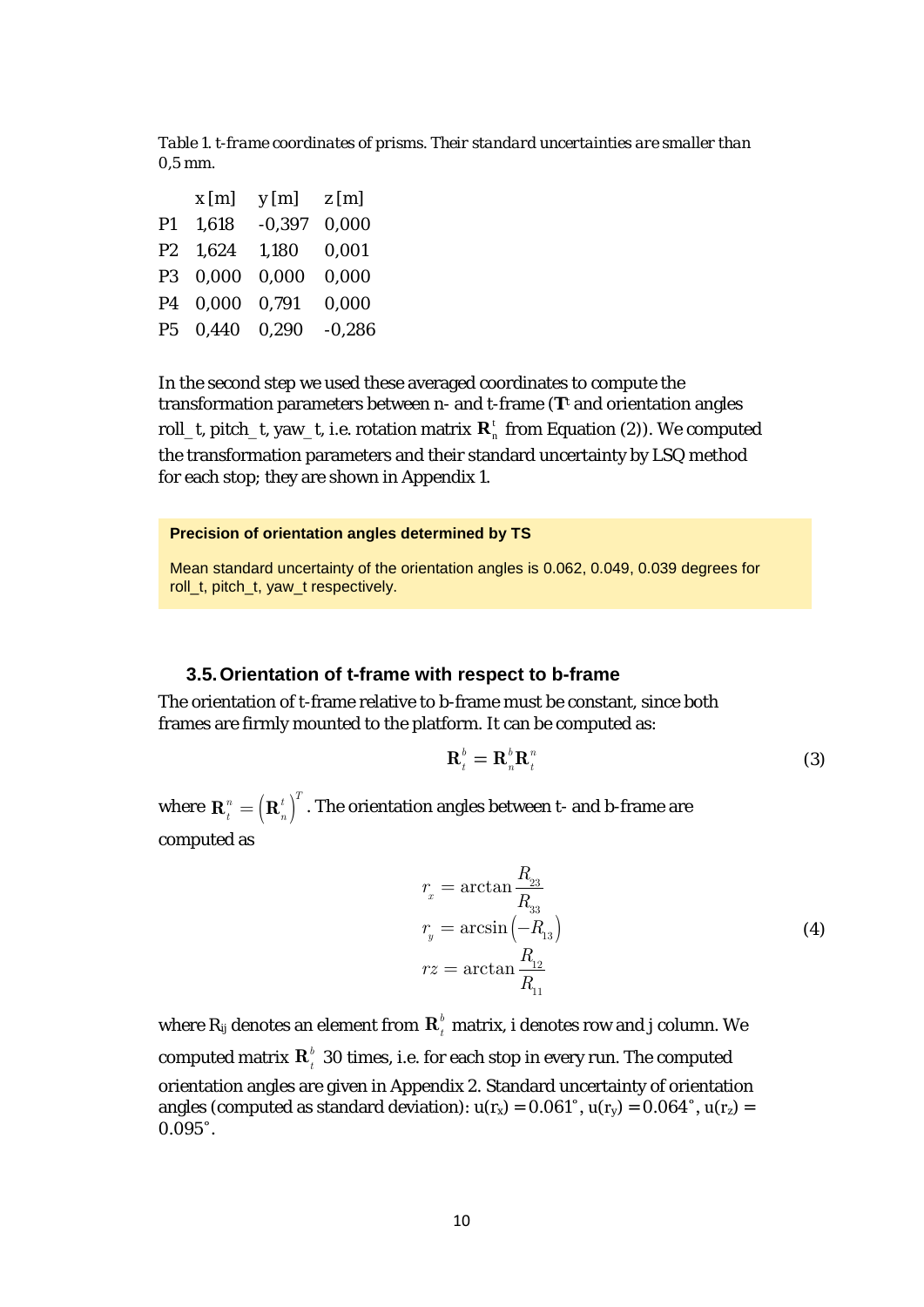*Table 1. t-frame coordinates of prisms. Their standard uncertainties are smaller than 0,5 mm.*

| | x [m] | y [m] | z [m] |
|---|---|---|---|
| P1 | 1,618 | -0,397 | 0,000 |
| P2 | 1,624 | 1,180 | 0,001 |
| P3 | 0,000 | 0,000 | 0,000 |
| P4 | 0,000 | 0,791 | 0,000 |
| P5 | 0,440 | 0,290 | -0,286 |

In the second step we used these averaged coordinates to compute the transformation parameters between n- and t-frame ($\mathbf{T}^t$ and orientation angles roll_t, pitch_t, yaw_t, i.e. rotation matrix $\mathbf{R}_n^t$ from Equation (2)). We computed the transformation parameters and their standard uncertainty by LSQ method for each stop; they are shown in Appendix 1.

**Precision of orientation angles determined by TS**

Mean standard uncertainty of the orientation angles is 0.062, 0.049, 0.039 degrees for roll_t, pitch_t, yaw_t respectively.

### 3.5. Orientation of t-frame with respect to b-frame

The orientation of t-frame relative to b-frame must be constant, since both frames are firmly mounted to the platform. It can be computed as:

$$\mathbf{R}_t^b = \mathbf{R}_n^b \mathbf{R}_t^n \tag{3}$$

where $\mathbf{R}_t^n = \left(\mathbf{R}_n^t\right)^T$. The orientation angles between t- and b-frame are computed as

$$\begin{aligned} r_x &= \arctan \frac{R_{23}}{R_{33}} \\ r_y &= \arcsin\left(-R_{13}\right) \\ rz &= \arctan \frac{R_{12}}{R_{11}} \end{aligned} \tag{4}$$

where $R_{ij}$ denotes an element from $\mathbf{R}_t^b$ matrix, i denotes row and j column. We computed matrix $\mathbf{R}_t^b$ 30 times, i.e. for each stop in every run. The computed orientation angles are given in Appendix 2. Standard uncertainty of orientation angles (computed as standard deviation): $u(r_x) = 0.061°$, $u(r_y) = 0.064°$, $u(r_z) = 0.095°$.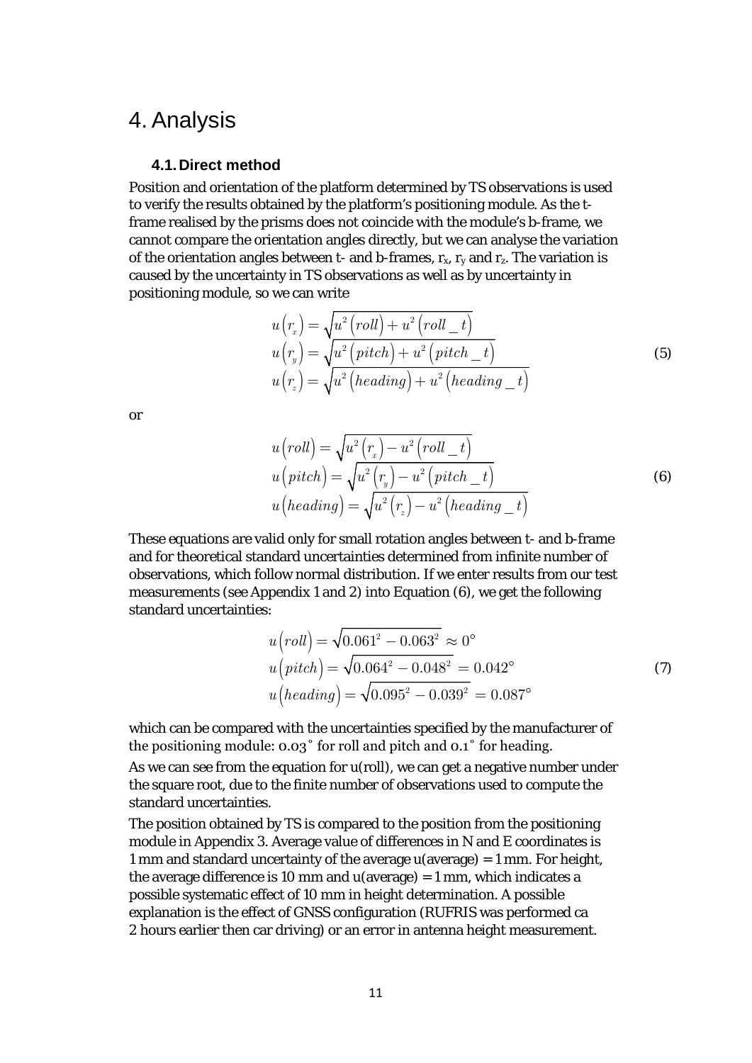# 4. Analysis

## 4.1. Direct method

Position and orientation of the platform determined by TS observations is used to verify the results obtained by the platform's positioning module. As the t-frame realised by the prisms does not coincide with the module's b-frame, we cannot compare the orientation angles directly, but we can analyse the variation of the orientation angles between t- and b-frames, $r_x$, $r_y$ and $r_z$. The variation is caused by the uncertainty in TS observations as well as by uncertainty in positioning module, so we can write

$$
\begin{aligned}
u(r_x) &= \sqrt{u^2(roll) + u^2(roll\_t)} \\
u(r_y) &= \sqrt{u^2(pitch) + u^2(pitch\_t)} \\
u(r_z) &= \sqrt{u^2(heading) + u^2(heading\_t)}
\end{aligned}
\tag{5}
$$

or

$$
\begin{aligned}
u(roll) &= \sqrt{u^2(r_x) - u^2(roll\_t)} \\
u(pitch) &= \sqrt{u^2(r_y) - u^2(pitch\_t)} \\
u(heading) &= \sqrt{u^2(r_z) - u^2(heading\_t)}
\end{aligned}
\tag{6}
$$

These equations are valid only for small rotation angles between t- and b-frame and for theoretical standard uncertainties determined from infinite number of observations, which follow normal distribution. If we enter results from our test measurements (see Appendix 1 and 2) into Equation (6), we get the following standard uncertainties:

$$
\begin{aligned}
u(roll) &= \sqrt{0.061^2 - 0.063^2} \approx 0^\circ \\
u(pitch) &= \sqrt{0.064^2 - 0.048^2} = 0.042^\circ \\
u(heading) &= \sqrt{0.095^2 - 0.039^2} = 0.087^\circ
\end{aligned}
\tag{7}
$$

which can be compared with the uncertainties specified by the manufacturer of the positioning module: 0.03˚ for roll and pitch and 0.1˚ for heading.

As we can see from the equation for u(roll), we can get a negative number under the square root, due to the finite number of observations used to compute the standard uncertainties.

The position obtained by TS is compared to the position from the positioning module in Appendix 3. Average value of differences in N and E coordinates is 1 mm and standard uncertainty of the average u(average) = 1 mm. For height, the average difference is 10 mm and u(average) = 1 mm, which indicates a possible systematic effect of 10 mm in height determination. A possible explanation is the effect of GNSS configuration (RUFRIS was performed ca 2 hours earlier then car driving) or an error in antenna height measurement.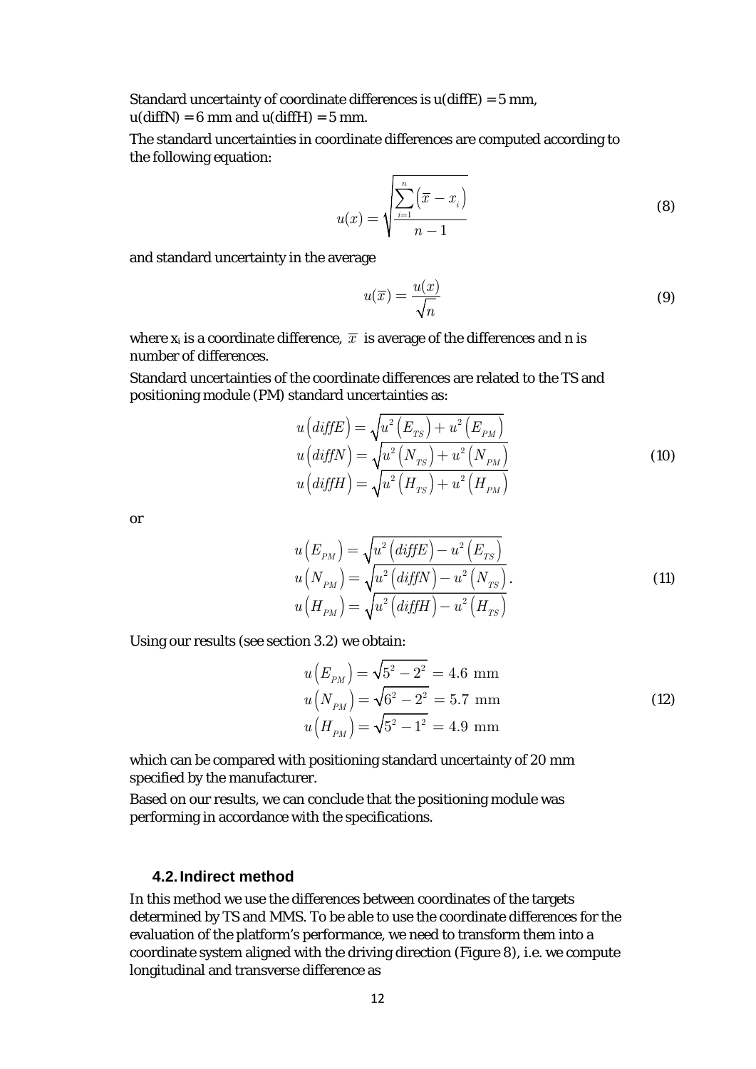Standard uncertainty of coordinate differences is u(diffE) = 5 mm, u(diffN) = 6 mm and u(diffH) = 5 mm.

The standard uncertainties in coordinate differences are computed according to the following equation:

$$u(x) = \sqrt{\frac{\sum_{i=1}^{n}\left(\overline{x} - x_i\right)}{n-1}} \tag{8}$$

and standard uncertainty in the average

$$u(\overline{x}) = \frac{u(x)}{\sqrt{n}} \tag{9}$$

where $x_i$ is a coordinate difference, $\overline{x}$ is average of the differences and n is number of differences.

Standard uncertainties of the coordinate differences are related to the TS and positioning module (PM) standard uncertainties as:

$$\begin{aligned} u\left(diffE\right) &= \sqrt{u^2\left(E_{TS}\right) + u^2\left(E_{PM}\right)} \\ u\left(diffN\right) &= \sqrt{u^2\left(N_{TS}\right) + u^2\left(N_{PM}\right)} \\ u\left(diffH\right) &= \sqrt{u^2\left(H_{TS}\right) + u^2\left(H_{PM}\right)} \end{aligned} \tag{10}$$

or

$$\begin{aligned} u\left(E_{PM}\right) &= \sqrt{u^2\left(diffE\right) - u^2\left(E_{TS}\right)} \\ u\left(N_{PM}\right) &= \sqrt{u^2\left(diffN\right) - u^2\left(N_{TS}\right)} \\ u\left(H_{PM}\right) &= \sqrt{u^2\left(diffH\right) - u^2\left(H_{TS}\right)} \end{aligned}. \tag{11}$$

Using our results (see section 3.2) we obtain:

$$\begin{aligned} u\left(E_{PM}\right) &= \sqrt{5^2 - 2^2} = 4.6 \text{ mm} \\ u\left(N_{PM}\right) &= \sqrt{6^2 - 2^2} = 5.7 \text{ mm} \\ u\left(H_{PM}\right) &= \sqrt{5^2 - 1^2} = 4.9 \text{ mm} \end{aligned} \tag{12}$$

which can be compared with positioning standard uncertainty of 20 mm specified by the manufacturer.

Based on our results, we can conclude that the positioning module was performing in accordance with the specifications.

### 4.2. Indirect method

In this method we use the differences between coordinates of the targets determined by TS and MMS. To be able to use the coordinate differences for the evaluation of the platform's performance, we need to transform them into a coordinate system aligned with the driving direction (Figure 8), i.e. we compute longitudinal and transverse difference as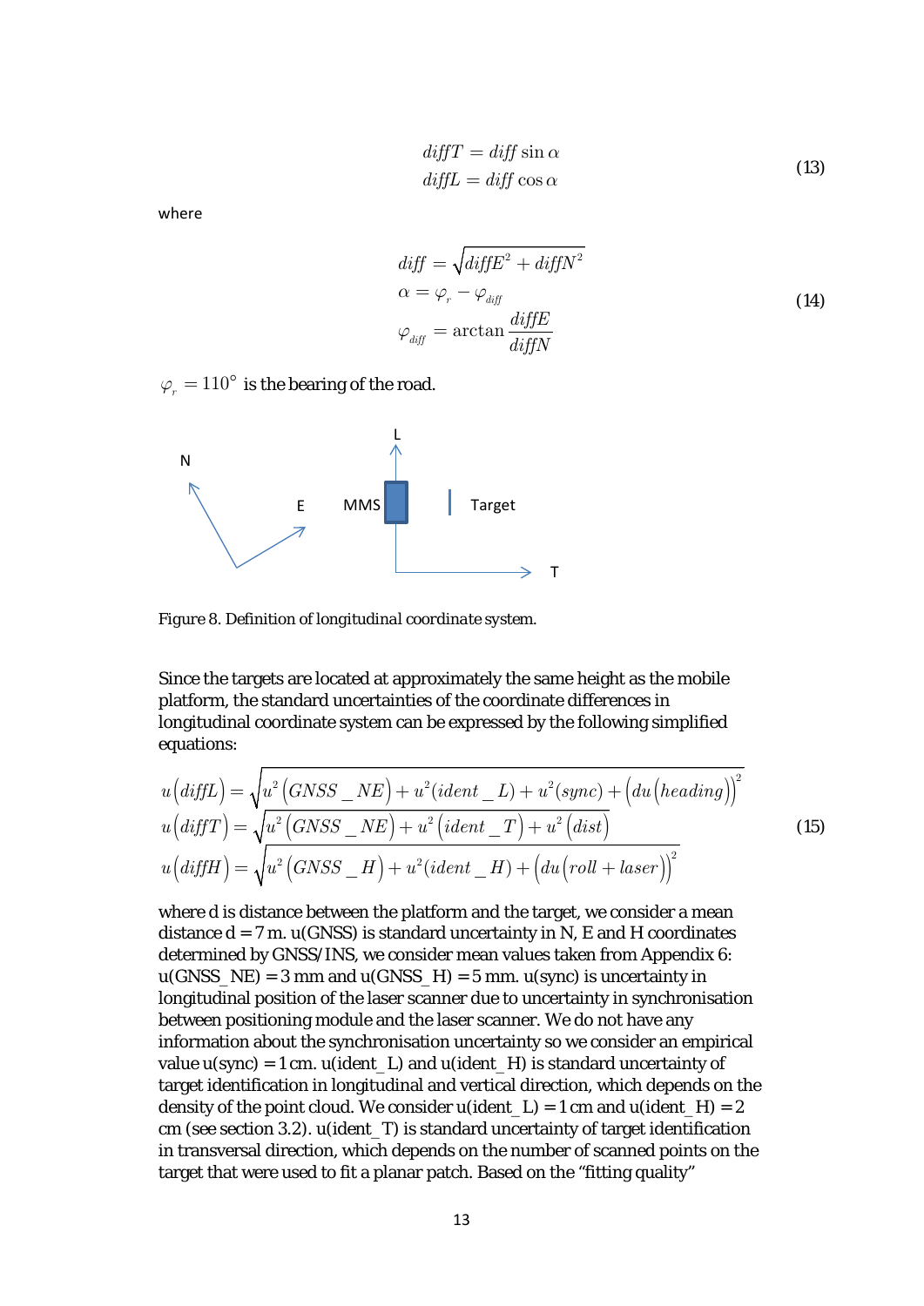$$
\begin{aligned}
diffT &= diff \sin \alpha \\
diffL &= diff \cos \alpha
\end{aligned}
\tag{13}
$$

where

$$
\begin{aligned}
diff &= \sqrt{diffE^2 + diffN^2} \\
\alpha &= \varphi_r - \varphi_{diff} \\
\varphi_{diff} &= \arctan \frac{diffE}{diffN}
\end{aligned}
\tag{14}
$$

$\varphi_r = 110^\circ$ is the bearing of the road.

Figure 8. Definition of longitudinal coordinate system.

Since the targets are located at approximately the same height as the mobile platform, the standard uncertainties of the coordinate differences in longitudinal coordinate system can be expressed by the following simplified equations:

$$
\begin{aligned}
u(diffL) &= \sqrt{u^2(GNSS\_NE) + u^2(ident\_L) + u^2(sync) + \left(du(heading)\right)^2} \\
u(diffT) &= \sqrt{u^2(GNSS\_NE) + u^2(ident\_T) + u^2(dist)} \\
u(diffH) &= \sqrt{u^2(GNSS\_H) + u^2(ident\_H) + \left(du(roll + laser)\right)^2}
\end{aligned}
\tag{15}
$$

where d is distance between the platform and the target, we consider a mean distance d = 7 m. u(GNSS) is standard uncertainty in N, E and H coordinates determined by GNSS/INS, we consider mean values taken from Appendix 6: u(GNSS_NE) = 3 mm and u(GNSS_H) = 5 mm. u(sync) is uncertainty in longitudinal position of the laser scanner due to uncertainty in synchronisation between positioning module and the laser scanner. We do not have any information about the synchronisation uncertainty so we consider an empirical value u(sync) = 1 cm. u(ident_L) and u(ident_H) is standard uncertainty of target identification in longitudinal and vertical direction, which depends on the density of the point cloud. We consider u(ident_L) = 1 cm and u(ident_H) = 2 cm (see section 3.2). u(ident_T) is standard uncertainty of target identification in transversal direction, which depends on the number of scanned points on the target that were used to fit a planar patch. Based on the "fitting quality"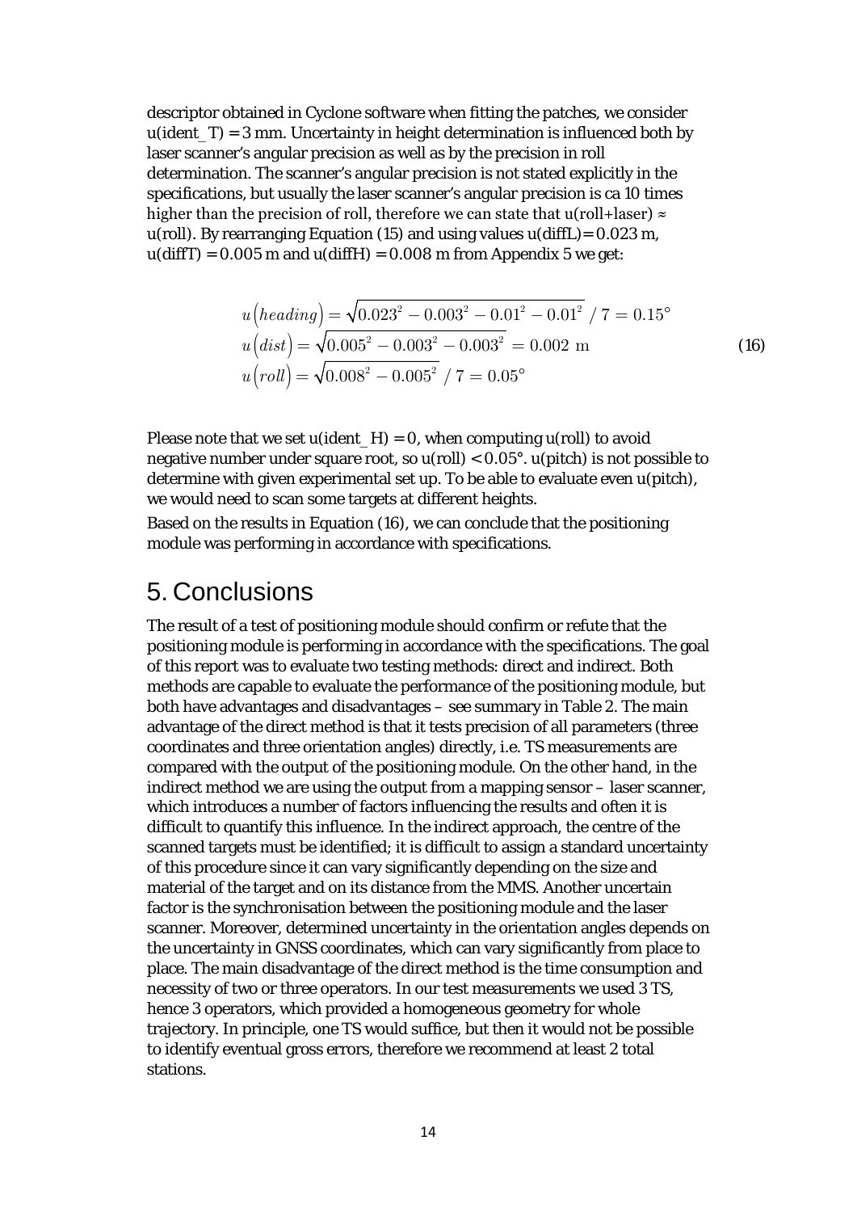descriptor obtained in Cyclone software when fitting the patches, we consider u(ident_T) = 3 mm. Uncertainty in height determination is influenced both by laser scanner's angular precision as well as by the precision in roll determination. The scanner's angular precision is not stated explicitly in the specifications, but usually the laser scanner's angular precision is ca 10 times higher than the precision of roll, therefore we can state that u(roll+laser) ≈ u(roll). By rearranging Equation (15) and using values u(diffL) = 0.023 m, u(diffT) = 0.005 m and u(diffH) = 0.008 m from Appendix 5 we get:

$$
\begin{aligned}
u\left(heading\right) &= \sqrt{0.023^2 - 0.003^2 - 0.01^2 - 0.01^2} \;/\; 7 = 0.15^\circ \\
u\left(dist\right) &= \sqrt{0.005^2 - 0.003^2 - 0.003^2} = 0.002 \text{ m} \\
u\left(roll\right) &= \sqrt{0.008^2 - 0.005^2} \;/\; 7 = 0.05^\circ
\end{aligned}
\tag{16}
$$

Please note that we set u(ident_H) = 0, when computing u(roll) to avoid negative number under square root, so u(roll) < 0.05°. u(pitch) is not possible to determine with given experimental set up. To be able to evaluate even u(pitch), we would need to scan some targets at different heights.

Based on the results in Equation (16), we can conclude that the positioning module was performing in accordance with specifications.

# 5. Conclusions

The result of a test of positioning module should confirm or refute that the positioning module is performing in accordance with the specifications. The goal of this report was to evaluate two testing methods: direct and indirect. Both methods are capable to evaluate the performance of the positioning module, but both have advantages and disadvantages – see summary in Table 2. The main advantage of the direct method is that it tests precision of all parameters (three coordinates and three orientation angles) directly, i.e. TS measurements are compared with the output of the positioning module. On the other hand, in the indirect method we are using the output from a mapping sensor – laser scanner, which introduces a number of factors influencing the results and often it is difficult to quantify this influence. In the indirect approach, the centre of the scanned targets must be identified; it is difficult to assign a standard uncertainty of this procedure since it can vary significantly depending on the size and material of the target and on its distance from the MMS. Another uncertain factor is the synchronisation between the positioning module and the laser scanner. Moreover, determined uncertainty in the orientation angles depends on the uncertainty in GNSS coordinates, which can vary significantly from place to place. The main disadvantage of the direct method is the time consumption and necessity of two or three operators. In our test measurements we used 3 TS, hence 3 operators, which provided a homogeneous geometry for whole trajectory. In principle, one TS would suffice, but then it would not be possible to identify eventual gross errors, therefore we recommend at least 2 total stations.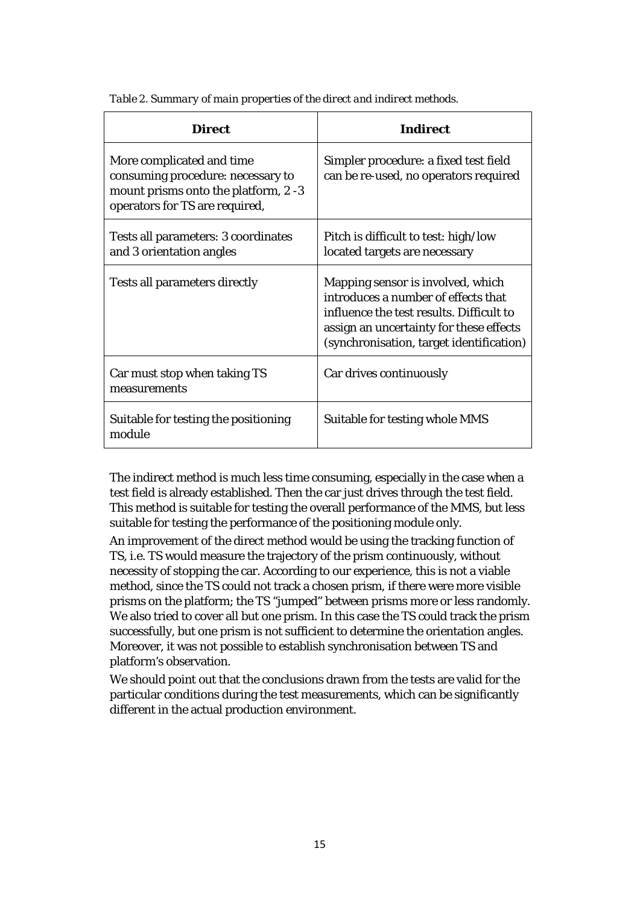*Table 2. Summary of main properties of the direct and indirect methods.*

| Direct | Indirect |
|---|---|
| More complicated and time consuming procedure: necessary to mount prisms onto the platform, 2 -3 operators for TS are required, | Simpler procedure: a fixed test field can be re-used, no operators required |
| Tests all parameters: 3 coordinates and 3 orientation angles | Pitch is difficult to test: high/low located targets are necessary |
| Tests all parameters directly | Mapping sensor is involved, which introduces a number of effects that influence the test results. Difficult to assign an uncertainty for these effects (synchronisation, target identification) |
| Car must stop when taking TS measurements | Car drives continuously |
| Suitable for testing the positioning module | Suitable for testing whole MMS |

The indirect method is much less time consuming, especially in the case when a test field is already established. Then the car just drives through the test field. This method is suitable for testing the overall performance of the MMS, but less suitable for testing the performance of the positioning module only.

An improvement of the direct method would be using the tracking function of TS, i.e. TS would measure the trajectory of the prism continuously, without necessity of stopping the car. According to our experience, this is not a viable method, since the TS could not track a chosen prism, if there were more visible prisms on the platform; the TS "jumped" between prisms more or less randomly. We also tried to cover all but one prism. In this case the TS could track the prism successfully, but one prism is not sufficient to determine the orientation angles. Moreover, it was not possible to establish synchronisation between TS and platform's observation.

We should point out that the conclusions drawn from the tests are valid for the particular conditions during the test measurements, which can be significantly different in the actual production environment.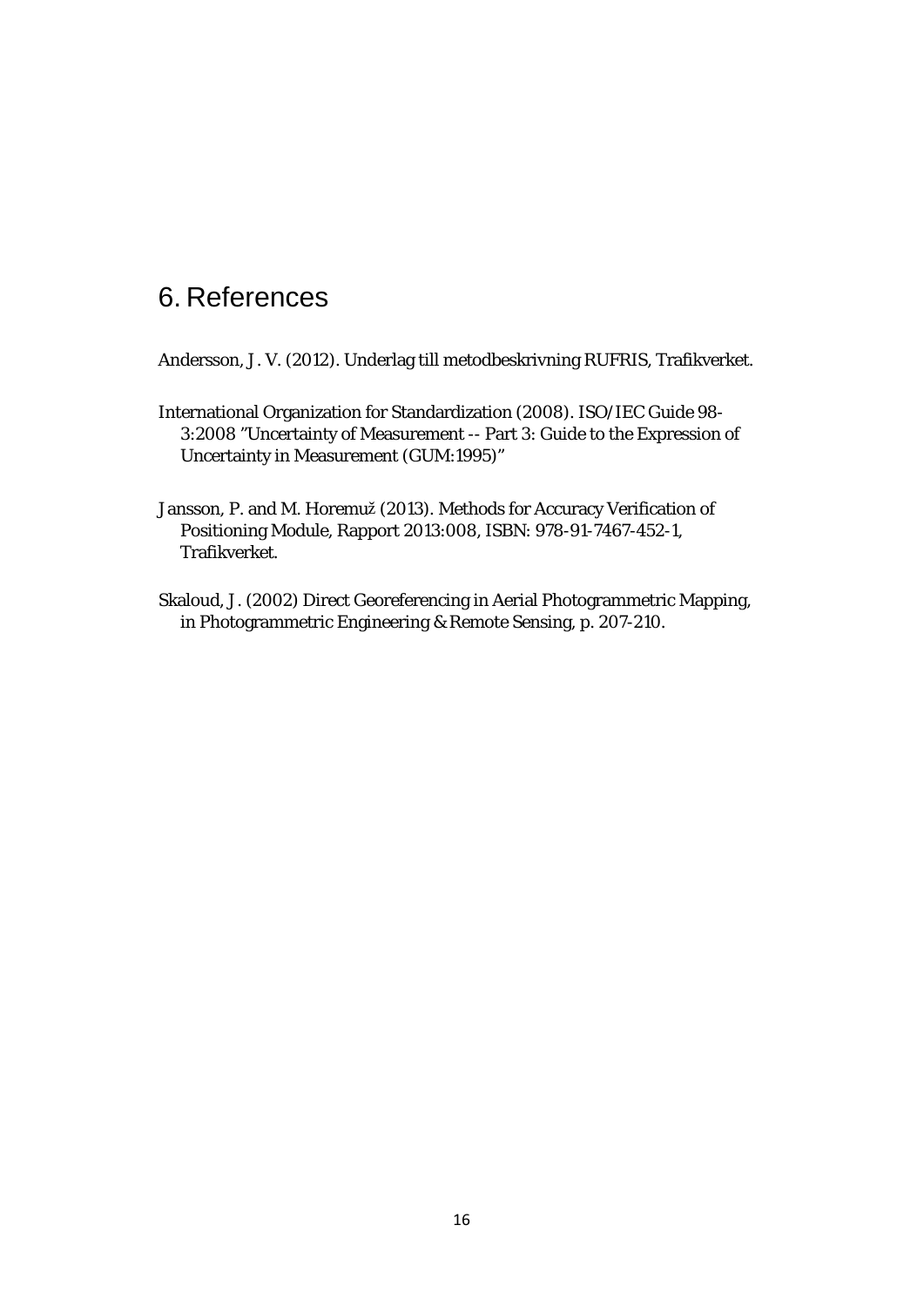# 6. References

Andersson, J. V. (2012). Underlag till metodbeskrivning RUFRIS, Trafikverket.

International Organization for Standardization (2008). ISO/IEC Guide 98-3:2008 "Uncertainty of Measurement -- Part 3: Guide to the Expression of Uncertainty in Measurement (GUM:1995)"

Jansson, P. and M. Horemuž (2013). Methods for Accuracy Verification of Positioning Module, Rapport 2013:008, ISBN: 978-91-7467-452-1, Trafikverket.

Skaloud, J. (2002) Direct Georeferencing in Aerial Photogrammetric Mapping, in Photogrammetric Engineering & Remote Sensing, p. 207-210.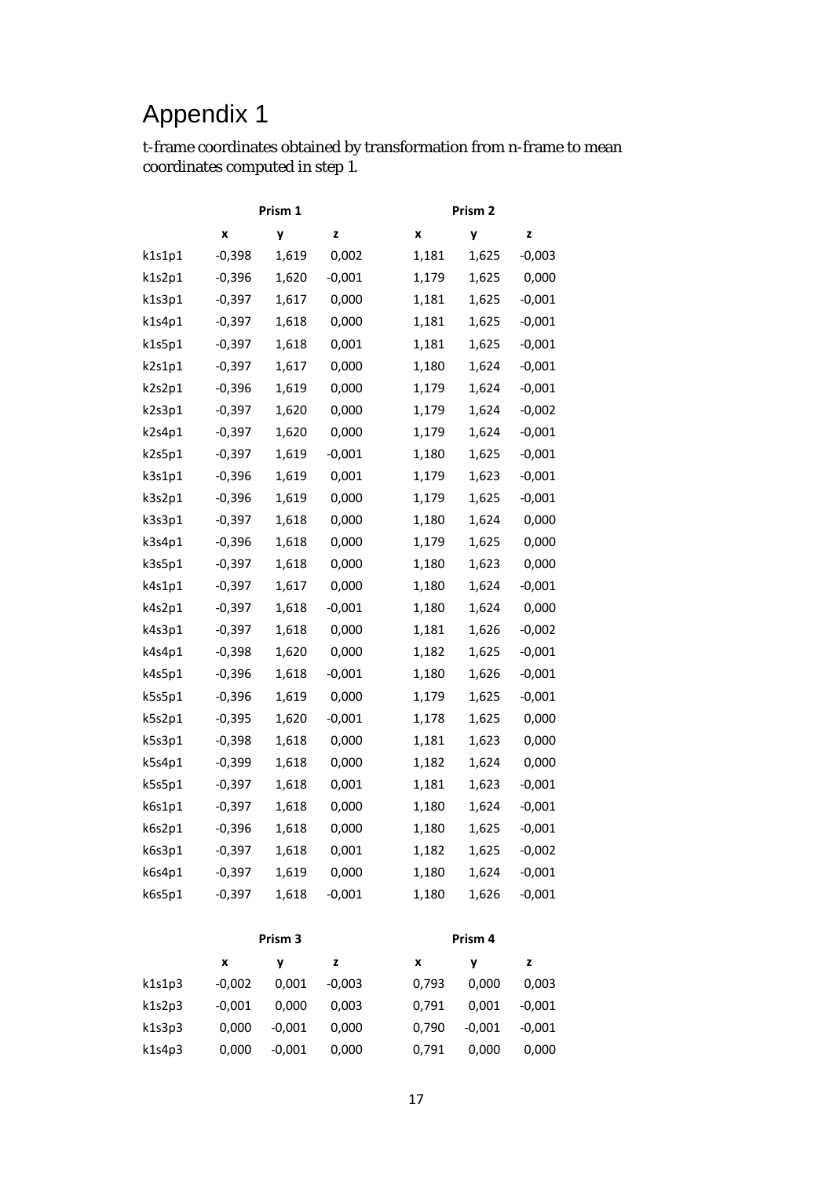# Appendix 1

t-frame coordinates obtained by transformation from n-frame to mean coordinates computed in step 1.

| | Prism 1 | | | Prism 2 | | |
|---|---|---|---|---|---|---|
| | x | y | z | x | y | z |
| k1s1p1 | -0,398 | 1,619 | 0,002 | 1,181 | 1,625 | -0,003 |
| k1s2p1 | -0,396 | 1,620 | -0,001 | 1,179 | 1,625 | 0,000 |
| k1s3p1 | -0,397 | 1,617 | 0,000 | 1,181 | 1,625 | -0,001 |
| k1s4p1 | -0,397 | 1,618 | 0,000 | 1,181 | 1,625 | -0,001 |
| k1s5p1 | -0,397 | 1,618 | 0,001 | 1,181 | 1,625 | -0,001 |
| k2s1p1 | -0,397 | 1,617 | 0,000 | 1,180 | 1,624 | -0,001 |
| k2s2p1 | -0,396 | 1,619 | 0,000 | 1,179 | 1,624 | -0,001 |
| k2s3p1 | -0,397 | 1,620 | 0,000 | 1,179 | 1,624 | -0,002 |
| k2s4p1 | -0,397 | 1,620 | 0,000 | 1,179 | 1,624 | -0,001 |
| k2s5p1 | -0,397 | 1,619 | -0,001 | 1,180 | 1,625 | -0,001 |
| k3s1p1 | -0,396 | 1,619 | 0,001 | 1,179 | 1,623 | -0,001 |
| k3s2p1 | -0,396 | 1,619 | 0,000 | 1,179 | 1,625 | -0,001 |
| k3s3p1 | -0,397 | 1,618 | 0,000 | 1,180 | 1,624 | 0,000 |
| k3s4p1 | -0,396 | 1,618 | 0,000 | 1,179 | 1,625 | 0,000 |
| k3s5p1 | -0,397 | 1,618 | 0,000 | 1,180 | 1,623 | 0,000 |
| k4s1p1 | -0,397 | 1,617 | 0,000 | 1,180 | 1,624 | -0,001 |
| k4s2p1 | -0,397 | 1,618 | -0,001 | 1,180 | 1,624 | 0,000 |
| k4s3p1 | -0,397 | 1,618 | 0,000 | 1,181 | 1,626 | -0,002 |
| k4s4p1 | -0,398 | 1,620 | 0,000 | 1,182 | 1,625 | -0,001 |
| k4s5p1 | -0,396 | 1,618 | -0,001 | 1,180 | 1,626 | -0,001 |
| k5s5p1 | -0,396 | 1,619 | 0,000 | 1,179 | 1,625 | -0,001 |
| k5s2p1 | -0,395 | 1,620 | -0,001 | 1,178 | 1,625 | 0,000 |
| k5s3p1 | -0,398 | 1,618 | 0,000 | 1,181 | 1,623 | 0,000 |
| k5s4p1 | -0,399 | 1,618 | 0,000 | 1,182 | 1,624 | 0,000 |
| k5s5p1 | -0,397 | 1,618 | 0,001 | 1,181 | 1,623 | -0,001 |
| k6s1p1 | -0,397 | 1,618 | 0,000 | 1,180 | 1,624 | -0,001 |
| k6s2p1 | -0,396 | 1,618 | 0,000 | 1,180 | 1,625 | -0,001 |
| k6s3p1 | -0,397 | 1,618 | 0,001 | 1,182 | 1,625 | -0,002 |
| k6s4p1 | -0,397 | 1,619 | 0,000 | 1,180 | 1,624 | -0,001 |
| k6s5p1 | -0,397 | 1,618 | -0,001 | 1,180 | 1,626 | -0,001 |

| | Prism 3 | | | Prism 4 | | |
|---|---|---|---|---|---|---|
| | x | y | z | x | y | z |
| k1s1p3 | -0,002 | 0,001 | -0,003 | 0,793 | 0,000 | 0,003 |
| k1s2p3 | -0,001 | 0,000 | 0,003 | 0,791 | 0,001 | -0,001 |
| k1s3p3 | 0,000 | -0,001 | 0,000 | 0,790 | -0,001 | -0,001 |
| k1s4p3 | 0,000 | -0,001 | 0,000 | 0,791 | 0,000 | 0,000 |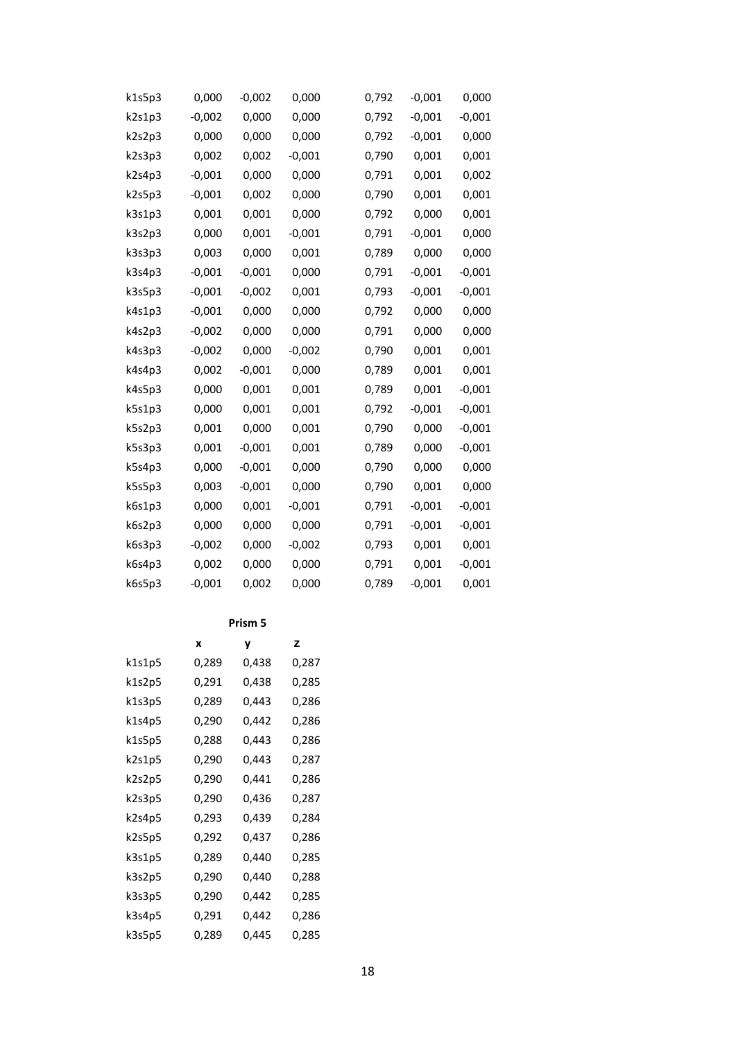| | | | | | | |
|---|---|---|---|---|---|---|
| k1s5p3 | 0,000 | -0,002 | 0,000 | 0,792 | -0,001 | 0,000 |
| k2s1p3 | -0,002 | 0,000 | 0,000 | 0,792 | -0,001 | -0,001 |
| k2s2p3 | 0,000 | 0,000 | 0,000 | 0,792 | -0,001 | 0,000 |
| k2s3p3 | 0,002 | 0,002 | -0,001 | 0,790 | 0,001 | 0,001 |
| k2s4p3 | -0,001 | 0,000 | 0,000 | 0,791 | 0,001 | 0,002 |
| k2s5p3 | -0,001 | 0,002 | 0,000 | 0,790 | 0,001 | 0,001 |
| k3s1p3 | 0,001 | 0,001 | 0,000 | 0,792 | 0,000 | 0,001 |
| k3s2p3 | 0,000 | 0,001 | -0,001 | 0,791 | -0,001 | 0,000 |
| k3s3p3 | 0,003 | 0,000 | 0,001 | 0,789 | 0,000 | 0,000 |
| k3s4p3 | -0,001 | -0,001 | 0,000 | 0,791 | -0,001 | -0,001 |
| k3s5p3 | -0,001 | -0,002 | 0,001 | 0,793 | -0,001 | -0,001 |
| k4s1p3 | -0,001 | 0,000 | 0,000 | 0,792 | 0,000 | 0,000 |
| k4s2p3 | -0,002 | 0,000 | 0,000 | 0,791 | 0,000 | 0,000 |
| k4s3p3 | -0,002 | 0,000 | -0,002 | 0,790 | 0,001 | 0,001 |
| k4s4p3 | 0,002 | -0,001 | 0,000 | 0,789 | 0,001 | 0,001 |
| k4s5p3 | 0,000 | 0,001 | 0,001 | 0,789 | 0,001 | -0,001 |
| k5s1p3 | 0,000 | 0,001 | 0,001 | 0,792 | -0,001 | -0,001 |
| k5s2p3 | 0,001 | 0,000 | 0,001 | 0,790 | 0,000 | -0,001 |
| k5s3p3 | 0,001 | -0,001 | 0,001 | 0,789 | 0,000 | -0,001 |
| k5s4p3 | 0,000 | -0,001 | 0,000 | 0,790 | 0,000 | 0,000 |
| k5s5p3 | 0,003 | -0,001 | 0,000 | 0,790 | 0,001 | 0,000 |
| k6s1p3 | 0,000 | 0,001 | -0,001 | 0,791 | -0,001 | -0,001 |
| k6s2p3 | 0,000 | 0,000 | 0,000 | 0,791 | -0,001 | -0,001 |
| k6s3p3 | -0,002 | 0,000 | -0,002 | 0,793 | 0,001 | 0,001 |
| k6s4p3 | 0,002 | 0,000 | 0,000 | 0,791 | 0,001 | -0,001 |
| k6s5p3 | -0,001 | 0,002 | 0,000 | 0,789 | -0,001 | 0,001 |

**Prism 5**

| | x | y | z |
|---|---|---|---|
| k1s1p5 | 0,289 | 0,438 | 0,287 |
| k1s2p5 | 0,291 | 0,438 | 0,285 |
| k1s3p5 | 0,289 | 0,443 | 0,286 |
| k1s4p5 | 0,290 | 0,442 | 0,286 |
| k1s5p5 | 0,288 | 0,443 | 0,286 |
| k2s1p5 | 0,290 | 0,443 | 0,287 |
| k2s2p5 | 0,290 | 0,441 | 0,286 |
| k2s3p5 | 0,290 | 0,436 | 0,287 |
| k2s4p5 | 0,293 | 0,439 | 0,284 |
| k2s5p5 | 0,292 | 0,437 | 0,286 |
| k3s1p5 | 0,289 | 0,440 | 0,285 |
| k3s2p5 | 0,290 | 0,440 | 0,288 |
| k3s3p5 | 0,290 | 0,442 | 0,285 |
| k3s4p5 | 0,291 | 0,442 | 0,286 |
| k3s5p5 | 0,289 | 0,445 | 0,285 |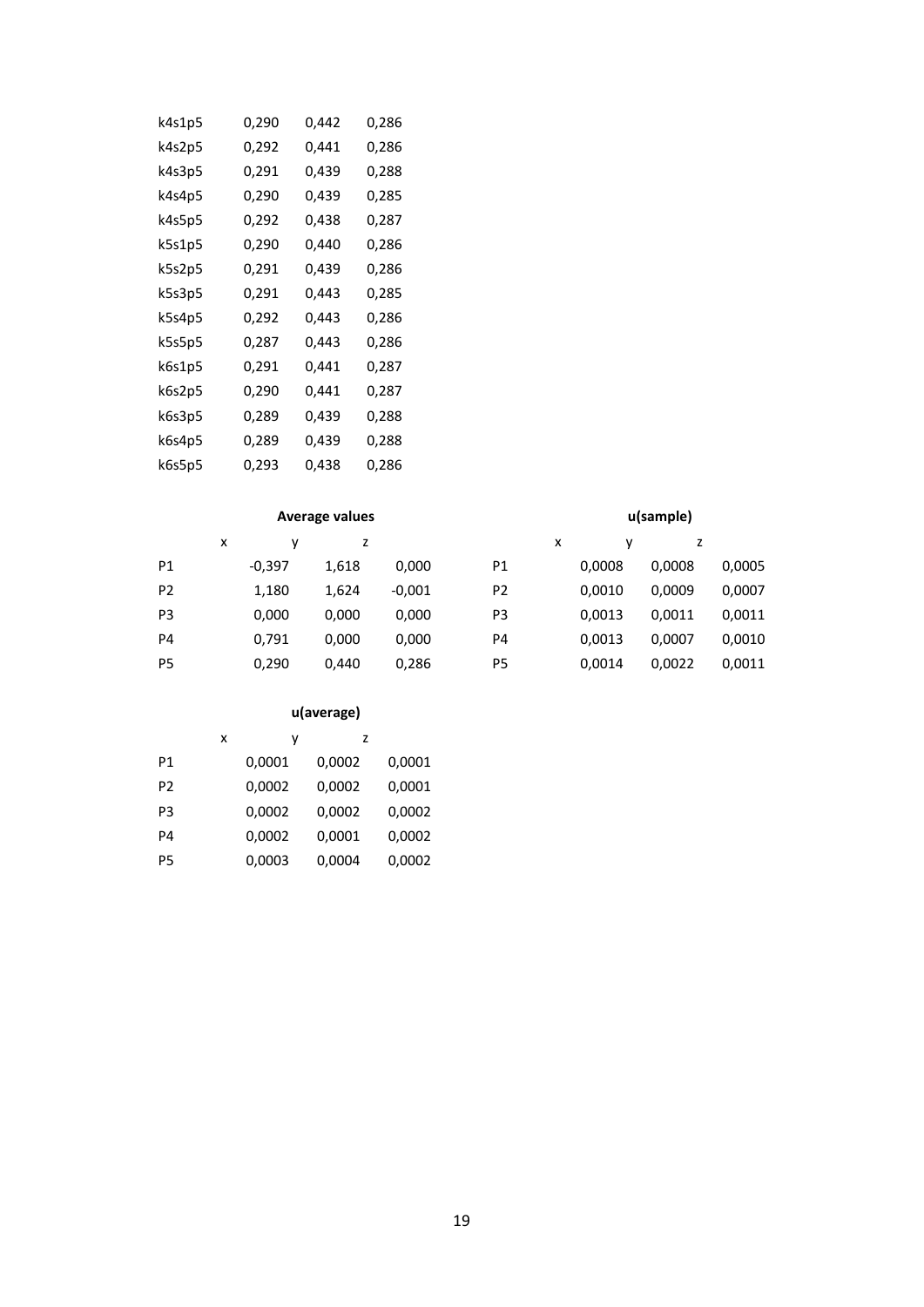| | | | |
|---|---|---|---|
| k4s1p5 | 0,290 | 0,442 | 0,286 |
| k4s2p5 | 0,292 | 0,441 | 0,286 |
| k4s3p5 | 0,291 | 0,439 | 0,288 |
| k4s4p5 | 0,290 | 0,439 | 0,285 |
| k4s5p5 | 0,292 | 0,438 | 0,287 |
| k5s1p5 | 0,290 | 0,440 | 0,286 |
| k5s2p5 | 0,291 | 0,439 | 0,286 |
| k5s3p5 | 0,291 | 0,443 | 0,285 |
| k5s4p5 | 0,292 | 0,443 | 0,286 |
| k5s5p5 | 0,287 | 0,443 | 0,286 |
| k6s1p5 | 0,291 | 0,441 | 0,287 |
| k6s2p5 | 0,290 | 0,441 | 0,287 |
| k6s3p5 | 0,289 | 0,439 | 0,288 |
| k6s4p5 | 0,289 | 0,439 | 0,288 |
| k6s5p5 | 0,293 | 0,438 | 0,286 |

**Average values**

| | x | y | z |
|---|---|---|---|
| P1 | -0,397 | 1,618 | 0,000 |
| P2 | 1,180 | 1,624 | -0,001 |
| P3 | 0,000 | 0,000 | 0,000 |
| P4 | 0,791 | 0,000 | 0,000 |
| P5 | 0,290 | 0,440 | 0,286 |

**u(sample)**

| | x | y | z |
|---|---|---|---|
| P1 | 0,0008 | 0,0008 | 0,0005 |
| P2 | 0,0010 | 0,0009 | 0,0007 |
| P3 | 0,0013 | 0,0011 | 0,0011 |
| P4 | 0,0013 | 0,0007 | 0,0010 |
| P5 | 0,0014 | 0,0022 | 0,0011 |

**u(average)**

| | x | y | z |
|---|---|---|---|
| P1 | 0,0001 | 0,0002 | 0,0001 |
| P2 | 0,0002 | 0,0002 | 0,0001 |
| P3 | 0,0002 | 0,0002 | 0,0002 |
| P4 | 0,0002 | 0,0001 | 0,0002 |
| P5 | 0,0003 | 0,0004 | 0,0002 |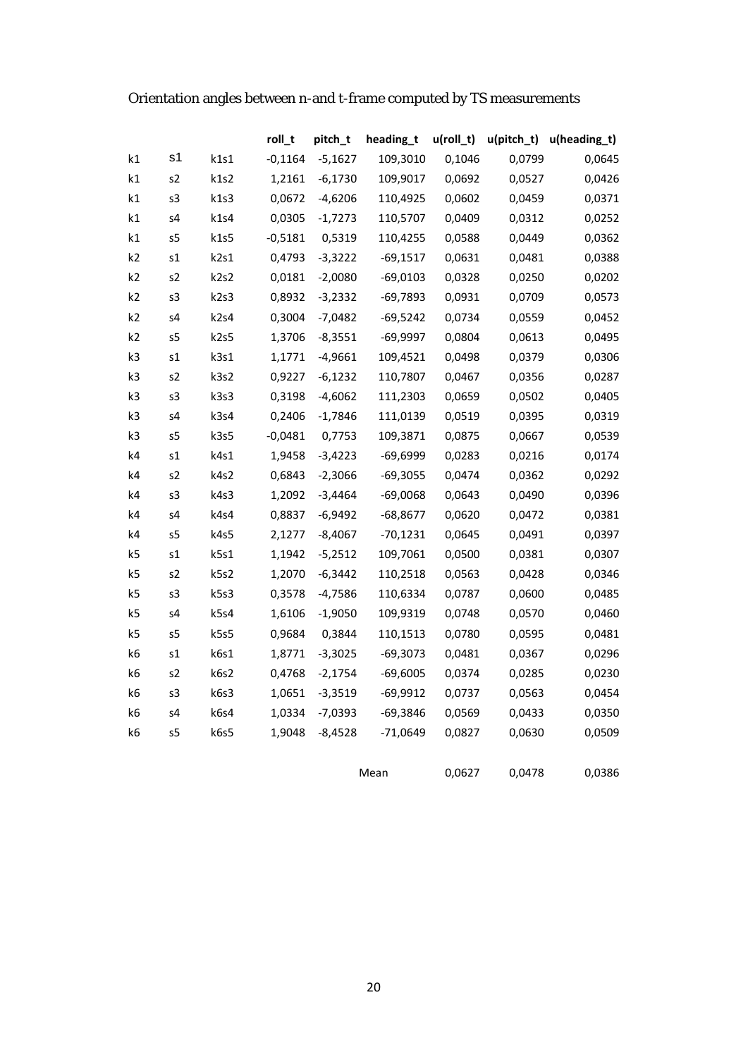Orientation angles between n-and t-frame computed by TS measurements

| | | | roll_t | pitch_t | heading_t | u(roll_t) | u(pitch_t) | u(heading_t) |
|---|---|---|---|---|---|---|---|---|
| k1 | s1 | k1s1 | -0,1164 | -5,1627 | 109,3010 | 0,1046 | 0,0799 | 0,0645 |
| k1 | s2 | k1s2 | 1,2161 | -6,1730 | 109,9017 | 0,0692 | 0,0527 | 0,0426 |
| k1 | s3 | k1s3 | 0,0672 | -4,6206 | 110,4925 | 0,0602 | 0,0459 | 0,0371 |
| k1 | s4 | k1s4 | 0,0305 | -1,7273 | 110,5707 | 0,0409 | 0,0312 | 0,0252 |
| k1 | s5 | k1s5 | -0,5181 | 0,5319 | 110,4255 | 0,0588 | 0,0449 | 0,0362 |
| k2 | s1 | k2s1 | 0,4793 | -3,3222 | -69,1517 | 0,0631 | 0,0481 | 0,0388 |
| k2 | s2 | k2s2 | 0,0181 | -2,0080 | -69,0103 | 0,0328 | 0,0250 | 0,0202 |
| k2 | s3 | k2s3 | 0,8932 | -3,2332 | -69,7893 | 0,0931 | 0,0709 | 0,0573 |
| k2 | s4 | k2s4 | 0,3004 | -7,0482 | -69,5242 | 0,0734 | 0,0559 | 0,0452 |
| k2 | s5 | k2s5 | 1,3706 | -8,3551 | -69,9997 | 0,0804 | 0,0613 | 0,0495 |
| k3 | s1 | k3s1 | 1,1771 | -4,9661 | 109,4521 | 0,0498 | 0,0379 | 0,0306 |
| k3 | s2 | k3s2 | 0,9227 | -6,1232 | 110,7807 | 0,0467 | 0,0356 | 0,0287 |
| k3 | s3 | k3s3 | 0,3198 | -4,6062 | 111,2303 | 0,0659 | 0,0502 | 0,0405 |
| k3 | s4 | k3s4 | 0,2406 | -1,7846 | 111,0139 | 0,0519 | 0,0395 | 0,0319 |
| k3 | s5 | k3s5 | -0,0481 | 0,7753 | 109,3871 | 0,0875 | 0,0667 | 0,0539 |
| k4 | s1 | k4s1 | 1,9458 | -3,4223 | -69,6999 | 0,0283 | 0,0216 | 0,0174 |
| k4 | s2 | k4s2 | 0,6843 | -2,3066 | -69,3055 | 0,0474 | 0,0362 | 0,0292 |
| k4 | s3 | k4s3 | 1,2092 | -3,4464 | -69,0068 | 0,0643 | 0,0490 | 0,0396 |
| k4 | s4 | k4s4 | 0,8837 | -6,9492 | -68,8677 | 0,0620 | 0,0472 | 0,0381 |
| k4 | s5 | k4s5 | 2,1277 | -8,4067 | -70,1231 | 0,0645 | 0,0491 | 0,0397 |
| k5 | s1 | k5s1 | 1,1942 | -5,2512 | 109,7061 | 0,0500 | 0,0381 | 0,0307 |
| k5 | s2 | k5s2 | 1,2070 | -6,3442 | 110,2518 | 0,0563 | 0,0428 | 0,0346 |
| k5 | s3 | k5s3 | 0,3578 | -4,7586 | 110,6334 | 0,0787 | 0,0600 | 0,0485 |
| k5 | s4 | k5s4 | 1,6106 | -1,9050 | 109,9319 | 0,0748 | 0,0570 | 0,0460 |
| k5 | s5 | k5s5 | 0,9684 | 0,3844 | 110,1513 | 0,0780 | 0,0595 | 0,0481 |
| k6 | s1 | k6s1 | 1,8771 | -3,3025 | -69,3073 | 0,0481 | 0,0367 | 0,0296 |
| k6 | s2 | k6s2 | 0,4768 | -2,1754 | -69,6005 | 0,0374 | 0,0285 | 0,0230 |
| k6 | s3 | k6s3 | 1,0651 | -3,3519 | -69,9912 | 0,0737 | 0,0563 | 0,0454 |
| k6 | s4 | k6s4 | 1,0334 | -7,0393 | -69,3846 | 0,0569 | 0,0433 | 0,0350 |
| k6 | s5 | k6s5 | 1,9048 | -8,4528 | -71,0649 | 0,0827 | 0,0630 | 0,0509 |
| | | | | | Mean | 0,0627 | 0,0478 | 0,0386 |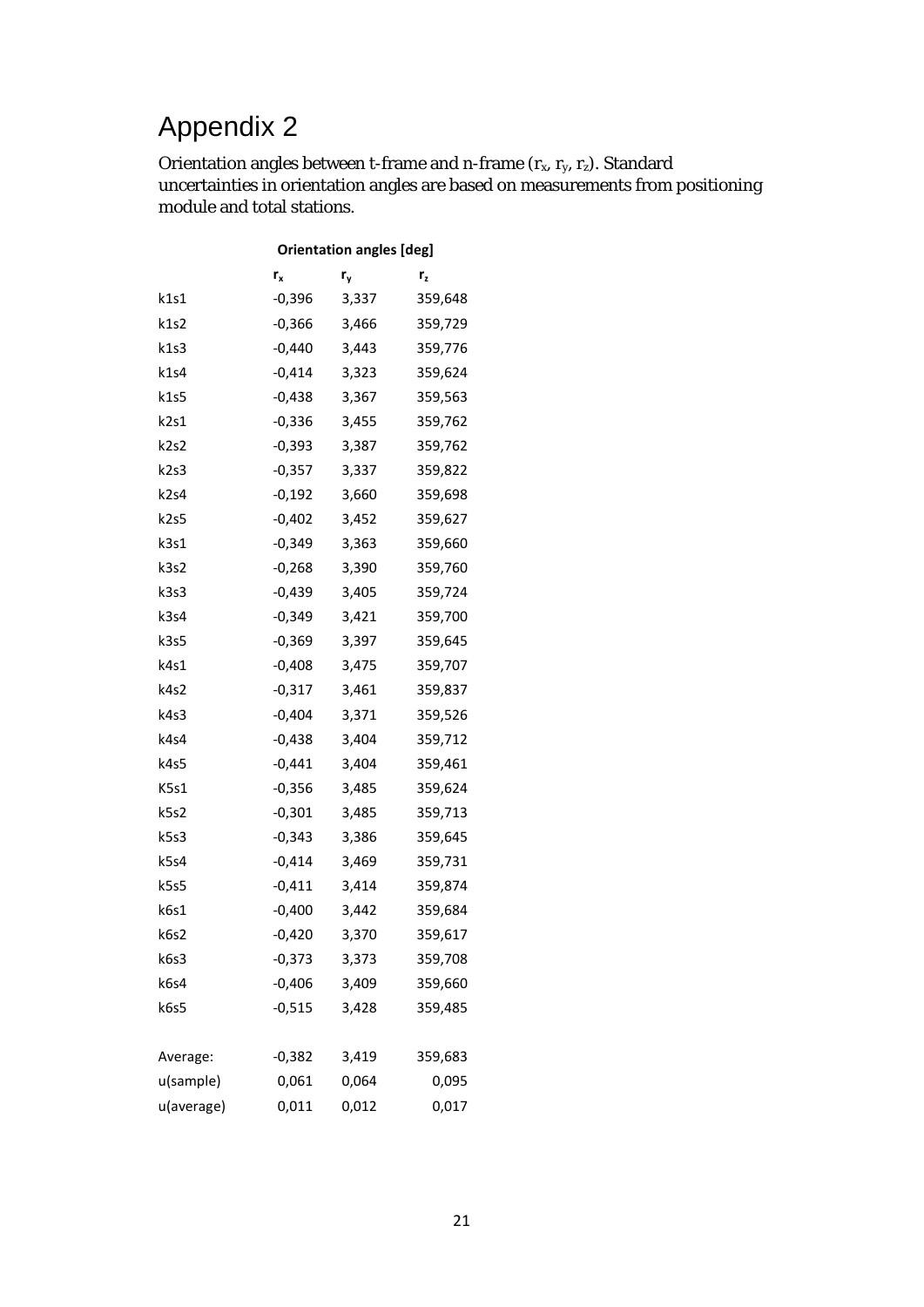# Appendix 2

Orientation angles between t-frame and n-frame ($r_x$, $r_y$, $r_z$). Standard uncertainties in orientation angles are based on measurements from positioning module and total stations.

| | **Orientation angles [deg]** | | |
|---|---|---|---|
| | $r_x$ | $r_y$ | $r_z$ |
| k1s1 | -0,396 | 3,337 | 359,648 |
| k1s2 | -0,366 | 3,466 | 359,729 |
| k1s3 | -0,440 | 3,443 | 359,776 |
| k1s4 | -0,414 | 3,323 | 359,624 |
| k1s5 | -0,438 | 3,367 | 359,563 |
| k2s1 | -0,336 | 3,455 | 359,762 |
| k2s2 | -0,393 | 3,387 | 359,762 |
| k2s3 | -0,357 | 3,337 | 359,822 |
| k2s4 | -0,192 | 3,660 | 359,698 |
| k2s5 | -0,402 | 3,452 | 359,627 |
| k3s1 | -0,349 | 3,363 | 359,660 |
| k3s2 | -0,268 | 3,390 | 359,760 |
| k3s3 | -0,439 | 3,405 | 359,724 |
| k3s4 | -0,349 | 3,421 | 359,700 |
| k3s5 | -0,369 | 3,397 | 359,645 |
| k4s1 | -0,408 | 3,475 | 359,707 |
| k4s2 | -0,317 | 3,461 | 359,837 |
| k4s3 | -0,404 | 3,371 | 359,526 |
| k4s4 | -0,438 | 3,404 | 359,712 |
| k4s5 | -0,441 | 3,404 | 359,461 |
| K5s1 | -0,356 | 3,485 | 359,624 |
| k5s2 | -0,301 | 3,485 | 359,713 |
| k5s3 | -0,343 | 3,386 | 359,645 |
| k5s4 | -0,414 | 3,469 | 359,731 |
| k5s5 | -0,411 | 3,414 | 359,874 |
| k6s1 | -0,400 | 3,442 | 359,684 |
| k6s2 | -0,420 | 3,370 | 359,617 |
| k6s3 | -0,373 | 3,373 | 359,708 |
| k6s4 | -0,406 | 3,409 | 359,660 |
| k6s5 | -0,515 | 3,428 | 359,485 |
| | | | |
| Average: | -0,382 | 3,419 | 359,683 |
| u(sample) | 0,061 | 0,064 | 0,095 |
| u(average) | 0,011 | 0,012 | 0,017 |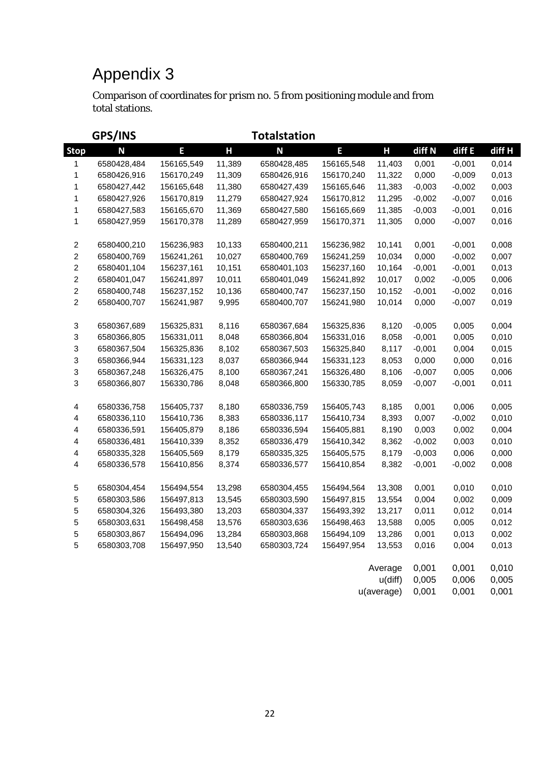# Appendix 3

Comparison of coordinates for prism no. 5 from positioning module and from total stations.

| | GPS/INS | | | Totalstation | | | | | |
|---|---|---|---|---|---|---|---|---|---|
| **Stop** | **N** | **E** | **H** | **N** | **E** | **H** | **diff N** | **diff E** | **diff H** |
| 1 | 6580428,484 | 156165,549 | 11,389 | 6580428,485 | 156165,548 | 11,403 | 0,001 | -0,001 | 0,014 |
| 1 | 6580426,916 | 156170,249 | 11,309 | 6580426,916 | 156170,240 | 11,322 | 0,000 | -0,009 | 0,013 |
| 1 | 6580427,442 | 156165,648 | 11,380 | 6580427,439 | 156165,646 | 11,383 | -0,003 | -0,002 | 0,003 |
| 1 | 6580427,926 | 156170,819 | 11,279 | 6580427,924 | 156170,812 | 11,295 | -0,002 | -0,007 | 0,016 |
| 1 | 6580427,583 | 156165,670 | 11,369 | 6580427,580 | 156165,669 | 11,385 | -0,003 | -0,001 | 0,016 |
| 1 | 6580427,959 | 156170,378 | 11,289 | 6580427,959 | 156170,371 | 11,305 | 0,000 | -0,007 | 0,016 |
| | | | | | | | | | |
| 2 | 6580400,210 | 156236,983 | 10,133 | 6580400,211 | 156236,982 | 10,141 | 0,001 | -0,001 | 0,008 |
| 2 | 6580400,769 | 156241,261 | 10,027 | 6580400,769 | 156241,259 | 10,034 | 0,000 | -0,002 | 0,007 |
| 2 | 6580401,104 | 156237,161 | 10,151 | 6580401,103 | 156237,160 | 10,164 | -0,001 | -0,001 | 0,013 |
| 2 | 6580401,047 | 156241,897 | 10,011 | 6580401,049 | 156241,892 | 10,017 | 0,002 | -0,005 | 0,006 |
| 2 | 6580400,748 | 156237,152 | 10,136 | 6580400,747 | 156237,150 | 10,152 | -0,001 | -0,002 | 0,016 |
| 2 | 6580400,707 | 156241,987 | 9,995 | 6580400,707 | 156241,980 | 10,014 | 0,000 | -0,007 | 0,019 |
| | | | | | | | | | |
| 3 | 6580367,689 | 156325,831 | 8,116 | 6580367,684 | 156325,836 | 8,120 | -0,005 | 0,005 | 0,004 |
| 3 | 6580366,805 | 156331,011 | 8,048 | 6580366,804 | 156331,016 | 8,058 | -0,001 | 0,005 | 0,010 |
| 3 | 6580367,504 | 156325,836 | 8,102 | 6580367,503 | 156325,840 | 8,117 | -0,001 | 0,004 | 0,015 |
| 3 | 6580366,944 | 156331,123 | 8,037 | 6580366,944 | 156331,123 | 8,053 | 0,000 | 0,000 | 0,016 |
| 3 | 6580367,248 | 156326,475 | 8,100 | 6580367,241 | 156326,480 | 8,106 | -0,007 | 0,005 | 0,006 |
| 3 | 6580366,807 | 156330,786 | 8,048 | 6580366,800 | 156330,785 | 8,059 | -0,007 | -0,001 | 0,011 |
| | | | | | | | | | |
| 4 | 6580336,758 | 156405,737 | 8,180 | 6580336,759 | 156405,743 | 8,185 | 0,001 | 0,006 | 0,005 |
| 4 | 6580336,110 | 156410,736 | 8,383 | 6580336,117 | 156410,734 | 8,393 | 0,007 | -0,002 | 0,010 |
| 4 | 6580336,591 | 156405,879 | 8,186 | 6580336,594 | 156405,881 | 8,190 | 0,003 | 0,002 | 0,004 |
| 4 | 6580336,481 | 156410,339 | 8,352 | 6580336,479 | 156410,342 | 8,362 | -0,002 | 0,003 | 0,010 |
| 4 | 6580335,328 | 156405,569 | 8,179 | 6580335,325 | 156405,575 | 8,179 | -0,003 | 0,006 | 0,000 |
| 4 | 6580336,578 | 156410,856 | 8,374 | 6580336,577 | 156410,854 | 8,382 | -0,001 | -0,002 | 0,008 |
| | | | | | | | | | |
| 5 | 6580304,454 | 156494,554 | 13,298 | 6580304,455 | 156494,564 | 13,308 | 0,001 | 0,010 | 0,010 |
| 5 | 6580303,586 | 156497,813 | 13,545 | 6580303,590 | 156497,815 | 13,554 | 0,004 | 0,002 | 0,009 |
| 5 | 6580304,326 | 156493,380 | 13,203 | 6580304,337 | 156493,392 | 13,217 | 0,011 | 0,012 | 0,014 |
| 5 | 6580303,631 | 156498,458 | 13,576 | 6580303,636 | 156498,463 | 13,588 | 0,005 | 0,005 | 0,012 |
| 5 | 6580303,867 | 156494,096 | 13,284 | 6580303,868 | 156494,109 | 13,286 | 0,001 | 0,013 | 0,002 |
| 5 | 6580303,708 | 156497,950 | 13,540 | 6580303,724 | 156497,954 | 13,553 | 0,016 | 0,004 | 0,013 |
| | | | | | | | | | |
| | | | | | | Average | 0,001 | 0,001 | 0,010 |
| | | | | | | u(diff) | 0,005 | 0,006 | 0,005 |
| | | | | | | u(average) | 0,001 | 0,001 | 0,001 |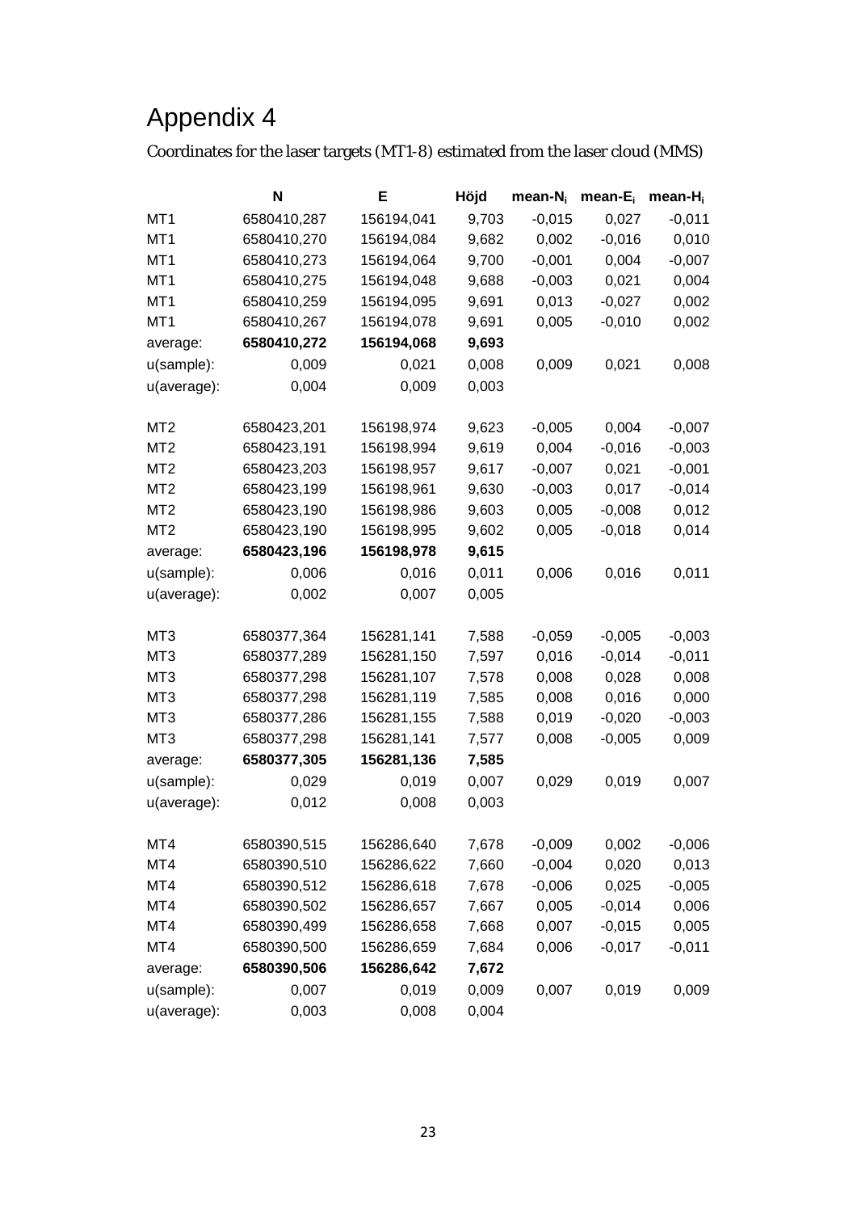# Appendix 4

Coordinates for the laser targets (MT1-8) estimated from the laser cloud (MMS)

| | N | E | Höjd | mean-$N_i$ | mean-$E_i$ | mean-$H_i$ |
|---|---|---|---|---|---|---|
| MT1 | 6580410,287 | 156194,041 | 9,703 | -0,015 | 0,027 | -0,011 |
| MT1 | 6580410,270 | 156194,084 | 9,682 | 0,002 | -0,016 | 0,010 |
| MT1 | 6580410,273 | 156194,064 | 9,700 | -0,001 | 0,004 | -0,007 |
| MT1 | 6580410,275 | 156194,048 | 9,688 | -0,003 | 0,021 | 0,004 |
| MT1 | 6580410,259 | 156194,095 | 9,691 | 0,013 | -0,027 | 0,002 |
| MT1 | 6580410,267 | 156194,078 | 9,691 | 0,005 | -0,010 | 0,002 |
| average: | **6580410,272** | **156194,068** | **9,693** | | | |
| u(sample): | 0,009 | 0,021 | 0,008 | 0,009 | 0,021 | 0,008 |
| u(average): | 0,004 | 0,009 | 0,003 | | | |
| | | | | | | |
| MT2 | 6580423,201 | 156198,974 | 9,623 | -0,005 | 0,004 | -0,007 |
| MT2 | 6580423,191 | 156198,994 | 9,619 | 0,004 | -0,016 | -0,003 |
| MT2 | 6580423,203 | 156198,957 | 9,617 | -0,007 | 0,021 | -0,001 |
| MT2 | 6580423,199 | 156198,961 | 9,630 | -0,003 | 0,017 | -0,014 |
| MT2 | 6580423,190 | 156198,986 | 9,603 | 0,005 | -0,008 | 0,012 |
| MT2 | 6580423,190 | 156198,995 | 9,602 | 0,005 | -0,018 | 0,014 |
| average: | **6580423,196** | **156198,978** | **9,615** | | | |
| u(sample): | 0,006 | 0,016 | 0,011 | 0,006 | 0,016 | 0,011 |
| u(average): | 0,002 | 0,007 | 0,005 | | | |
| | | | | | | |
| MT3 | 6580377,364 | 156281,141 | 7,588 | -0,059 | -0,005 | -0,003 |
| MT3 | 6580377,289 | 156281,150 | 7,597 | 0,016 | -0,014 | -0,011 |
| MT3 | 6580377,298 | 156281,107 | 7,578 | 0,008 | 0,028 | 0,008 |
| MT3 | 6580377,298 | 156281,119 | 7,585 | 0,008 | 0,016 | 0,000 |
| MT3 | 6580377,286 | 156281,155 | 7,588 | 0,019 | -0,020 | -0,003 |
| MT3 | 6580377,298 | 156281,141 | 7,577 | 0,008 | -0,005 | 0,009 |
| average: | **6580377,305** | **156281,136** | **7,585** | | | |
| u(sample): | 0,029 | 0,019 | 0,007 | 0,029 | 0,019 | 0,007 |
| u(average): | 0,012 | 0,008 | 0,003 | | | |
| | | | | | | |
| MT4 | 6580390,515 | 156286,640 | 7,678 | -0,009 | 0,002 | -0,006 |
| MT4 | 6580390,510 | 156286,622 | 7,660 | -0,004 | 0,020 | 0,013 |
| MT4 | 6580390,512 | 156286,618 | 7,678 | -0,006 | 0,025 | -0,005 |
| MT4 | 6580390,502 | 156286,657 | 7,667 | 0,005 | -0,014 | 0,006 |
| MT4 | 6580390,499 | 156286,658 | 7,668 | 0,007 | -0,015 | 0,005 |
| MT4 | 6580390,500 | 156286,659 | 7,684 | 0,006 | -0,017 | -0,011 |
| average: | **6580390,506** | **156286,642** | **7,672** | | | |
| u(sample): | 0,007 | 0,019 | 0,009 | 0,007 | 0,019 | 0,009 |
| u(average): | 0,003 | 0,008 | 0,004 | | | |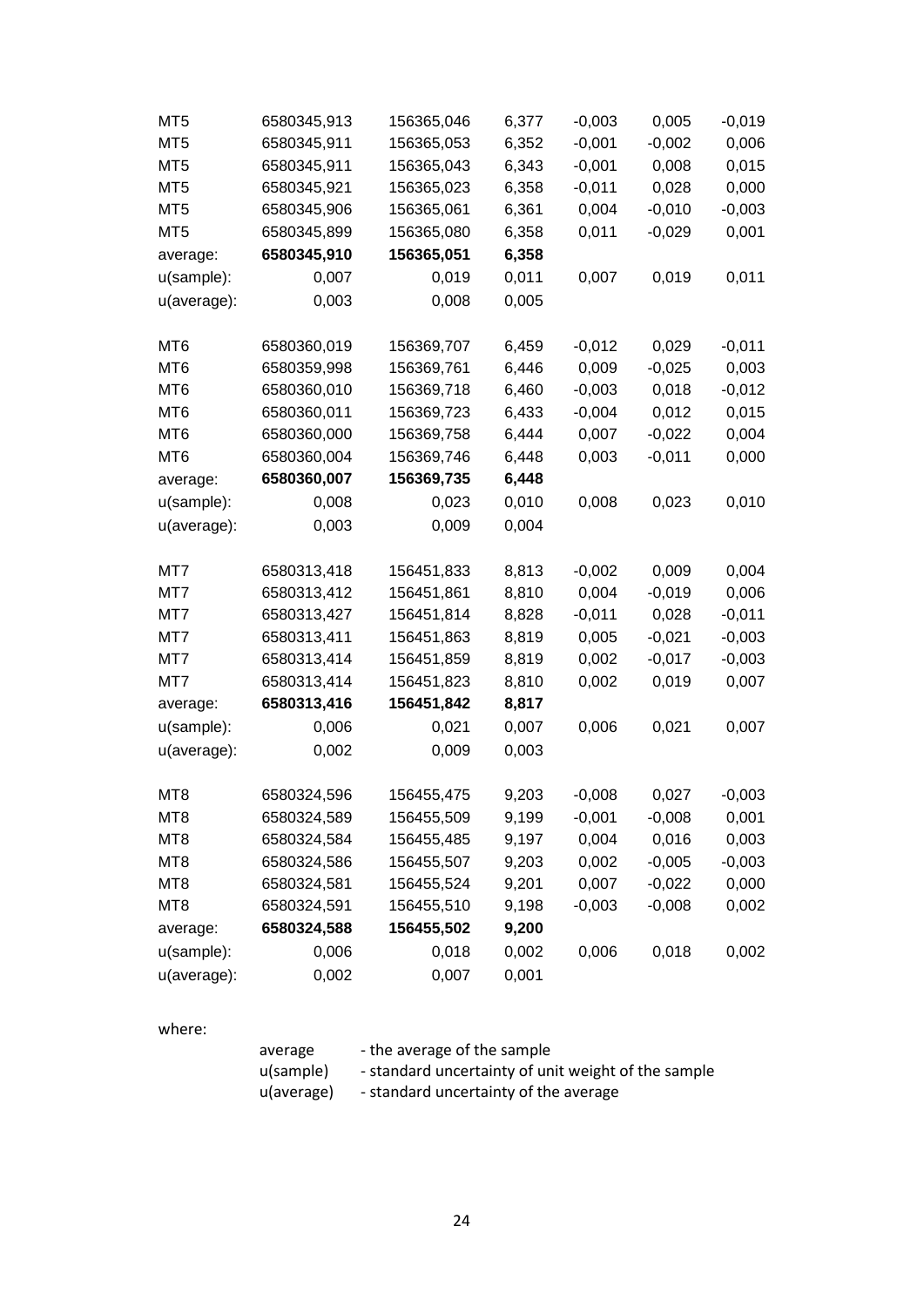| | | | | | | |
|---|---|---|---|---|---|---|
| MT5 | 6580345,913 | 156365,046 | 6,377 | -0,003 | 0,005 | -0,019 |
| MT5 | 6580345,911 | 156365,053 | 6,352 | -0,001 | -0,002 | 0,006 |
| MT5 | 6580345,911 | 156365,043 | 6,343 | -0,001 | 0,008 | 0,015 |
| MT5 | 6580345,921 | 156365,023 | 6,358 | -0,011 | 0,028 | 0,000 |
| MT5 | 6580345,906 | 156365,061 | 6,361 | 0,004 | -0,010 | -0,003 |
| MT5 | 6580345,899 | 156365,080 | 6,358 | 0,011 | -0,029 | 0,001 |
| average: | **6580345,910** | **156365,051** | **6,358** | | | |
| u(sample): | 0,007 | 0,019 | 0,011 | 0,007 | 0,019 | 0,011 |
| u(average): | 0,003 | 0,008 | 0,005 | | | |
| | | | | | | |
| MT6 | 6580360,019 | 156369,707 | 6,459 | -0,012 | 0,029 | -0,011 |
| MT6 | 6580359,998 | 156369,761 | 6,446 | 0,009 | -0,025 | 0,003 |
| MT6 | 6580360,010 | 156369,718 | 6,460 | -0,003 | 0,018 | -0,012 |
| MT6 | 6580360,011 | 156369,723 | 6,433 | -0,004 | 0,012 | 0,015 |
| MT6 | 6580360,000 | 156369,758 | 6,444 | 0,007 | -0,022 | 0,004 |
| MT6 | 6580360,004 | 156369,746 | 6,448 | 0,003 | -0,011 | 0,000 |
| average: | **6580360,007** | **156369,735** | **6,448** | | | |
| u(sample): | 0,008 | 0,023 | 0,010 | 0,008 | 0,023 | 0,010 |
| u(average): | 0,003 | 0,009 | 0,004 | | | |
| | | | | | | |
| MT7 | 6580313,418 | 156451,833 | 8,813 | -0,002 | 0,009 | 0,004 |
| MT7 | 6580313,412 | 156451,861 | 8,810 | 0,004 | -0,019 | 0,006 |
| MT7 | 6580313,427 | 156451,814 | 8,828 | -0,011 | 0,028 | -0,011 |
| MT7 | 6580313,411 | 156451,863 | 8,819 | 0,005 | -0,021 | -0,003 |
| MT7 | 6580313,414 | 156451,859 | 8,819 | 0,002 | -0,017 | -0,003 |
| MT7 | 6580313,414 | 156451,823 | 8,810 | 0,002 | 0,019 | 0,007 |
| average: | **6580313,416** | **156451,842** | **8,817** | | | |
| u(sample): | 0,006 | 0,021 | 0,007 | 0,006 | 0,021 | 0,007 |
| u(average): | 0,002 | 0,009 | 0,003 | | | |
| | | | | | | |
| MT8 | 6580324,596 | 156455,475 | 9,203 | -0,008 | 0,027 | -0,003 |
| MT8 | 6580324,589 | 156455,509 | 9,199 | -0,001 | -0,008 | 0,001 |
| MT8 | 6580324,584 | 156455,485 | 9,197 | 0,004 | 0,016 | 0,003 |
| MT8 | 6580324,586 | 156455,507 | 9,203 | 0,002 | -0,005 | -0,003 |
| MT8 | 6580324,581 | 156455,524 | 9,201 | 0,007 | -0,022 | 0,000 |
| MT8 | 6580324,591 | 156455,510 | 9,198 | -0,003 | -0,008 | 0,002 |
| average: | **6580324,588** | **156455,502** | **9,200** | | | |
| u(sample): | 0,006 | 0,018 | 0,002 | 0,006 | 0,018 | 0,002 |
| u(average): | 0,002 | 0,007 | 0,001 | | | |

where:

| | |
|---|---|
| average | - the average of the sample |
| u(sample) | - standard uncertainty of unit weight of the sample |
| u(average) | - standard uncertainty of the average |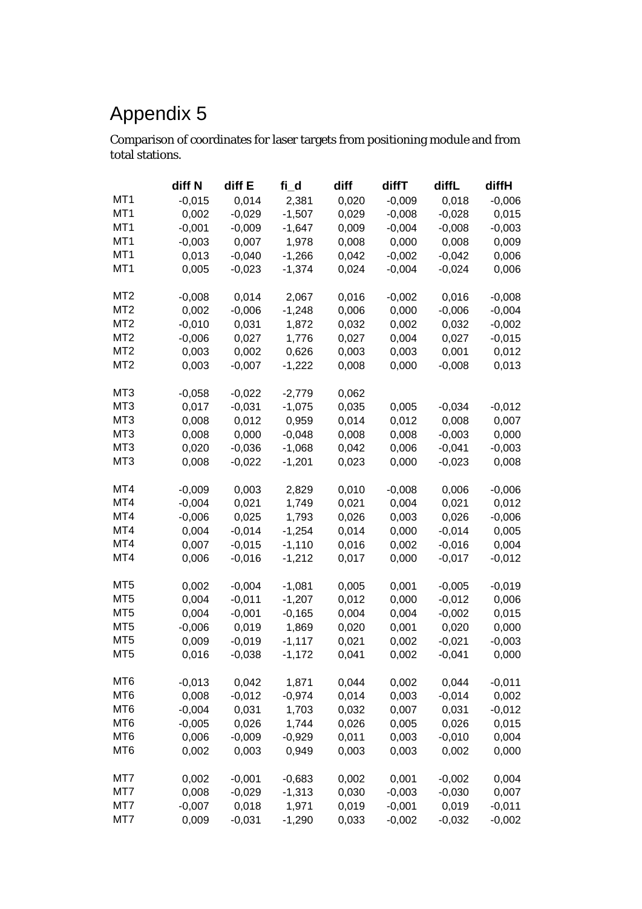# Appendix 5

Comparison of coordinates for laser targets from positioning module and from total stations.

| | diff N | diff E | fi_d | diff | diffT | diffL | diffH |
|---|---|---|---|---|---|---|---|
| MT1 | -0,015 | 0,014 | 2,381 | 0,020 | -0,009 | 0,018 | -0,006 |
| MT1 | 0,002 | -0,029 | -1,507 | 0,029 | -0,008 | -0,028 | 0,015 |
| MT1 | -0,001 | -0,009 | -1,647 | 0,009 | -0,004 | -0,008 | -0,003 |
| MT1 | -0,003 | 0,007 | 1,978 | 0,008 | 0,000 | 0,008 | 0,009 |
| MT1 | 0,013 | -0,040 | -1,266 | 0,042 | -0,002 | -0,042 | 0,006 |
| MT1 | 0,005 | -0,023 | -1,374 | 0,024 | -0,004 | -0,024 | 0,006 |
| | | | | | | | |
| MT2 | -0,008 | 0,014 | 2,067 | 0,016 | -0,002 | 0,016 | -0,008 |
| MT2 | 0,002 | -0,006 | -1,248 | 0,006 | 0,000 | -0,006 | -0,004 |
| MT2 | -0,010 | 0,031 | 1,872 | 0,032 | 0,002 | 0,032 | -0,002 |
| MT2 | -0,006 | 0,027 | 1,776 | 0,027 | 0,004 | 0,027 | -0,015 |
| MT2 | 0,003 | 0,002 | 0,626 | 0,003 | 0,003 | 0,001 | 0,012 |
| MT2 | 0,003 | -0,007 | -1,222 | 0,008 | 0,000 | -0,008 | 0,013 |
| | | | | | | | |
| MT3 | -0,058 | -0,022 | -2,779 | 0,062 | | | |
| MT3 | 0,017 | -0,031 | -1,075 | 0,035 | 0,005 | -0,034 | -0,012 |
| MT3 | 0,008 | 0,012 | 0,959 | 0,014 | 0,012 | 0,008 | 0,007 |
| MT3 | 0,008 | 0,000 | -0,048 | 0,008 | 0,008 | -0,003 | 0,000 |
| MT3 | 0,020 | -0,036 | -1,068 | 0,042 | 0,006 | -0,041 | -0,003 |
| MT3 | 0,008 | -0,022 | -1,201 | 0,023 | 0,000 | -0,023 | 0,008 |
| | | | | | | | |
| MT4 | -0,009 | 0,003 | 2,829 | 0,010 | -0,008 | 0,006 | -0,006 |
| MT4 | -0,004 | 0,021 | 1,749 | 0,021 | 0,004 | 0,021 | 0,012 |
| MT4 | -0,006 | 0,025 | 1,793 | 0,026 | 0,003 | 0,026 | -0,006 |
| MT4 | 0,004 | -0,014 | -1,254 | 0,014 | 0,000 | -0,014 | 0,005 |
| MT4 | 0,007 | -0,015 | -1,110 | 0,016 | 0,002 | -0,016 | 0,004 |
| MT4 | 0,006 | -0,016 | -1,212 | 0,017 | 0,000 | -0,017 | -0,012 |
| | | | | | | | |
| MT5 | 0,002 | -0,004 | -1,081 | 0,005 | 0,001 | -0,005 | -0,019 |
| MT5 | 0,004 | -0,011 | -1,207 | 0,012 | 0,000 | -0,012 | 0,006 |
| MT5 | 0,004 | -0,001 | -0,165 | 0,004 | 0,004 | -0,002 | 0,015 |
| MT5 | -0,006 | 0,019 | 1,869 | 0,020 | 0,001 | 0,020 | 0,000 |
| MT5 | 0,009 | -0,019 | -1,117 | 0,021 | 0,002 | -0,021 | -0,003 |
| MT5 | 0,016 | -0,038 | -1,172 | 0,041 | 0,002 | -0,041 | 0,000 |
| | | | | | | | |
| MT6 | -0,013 | 0,042 | 1,871 | 0,044 | 0,002 | 0,044 | -0,011 |
| MT6 | 0,008 | -0,012 | -0,974 | 0,014 | 0,003 | -0,014 | 0,002 |
| MT6 | -0,004 | 0,031 | 1,703 | 0,032 | 0,007 | 0,031 | -0,012 |
| MT6 | -0,005 | 0,026 | 1,744 | 0,026 | 0,005 | 0,026 | 0,015 |
| MT6 | 0,006 | -0,009 | -0,929 | 0,011 | 0,003 | -0,010 | 0,004 |
| MT6 | 0,002 | 0,003 | 0,949 | 0,003 | 0,003 | 0,002 | 0,000 |
| | | | | | | | |
| MT7 | 0,002 | -0,001 | -0,683 | 0,002 | 0,001 | -0,002 | 0,004 |
| MT7 | 0,008 | -0,029 | -1,313 | 0,030 | -0,003 | -0,030 | 0,007 |
| MT7 | -0,007 | 0,018 | 1,971 | 0,019 | -0,001 | 0,019 | -0,011 |
| MT7 | 0,009 | -0,031 | -1,290 | 0,033 | -0,002 | -0,032 | -0,002 |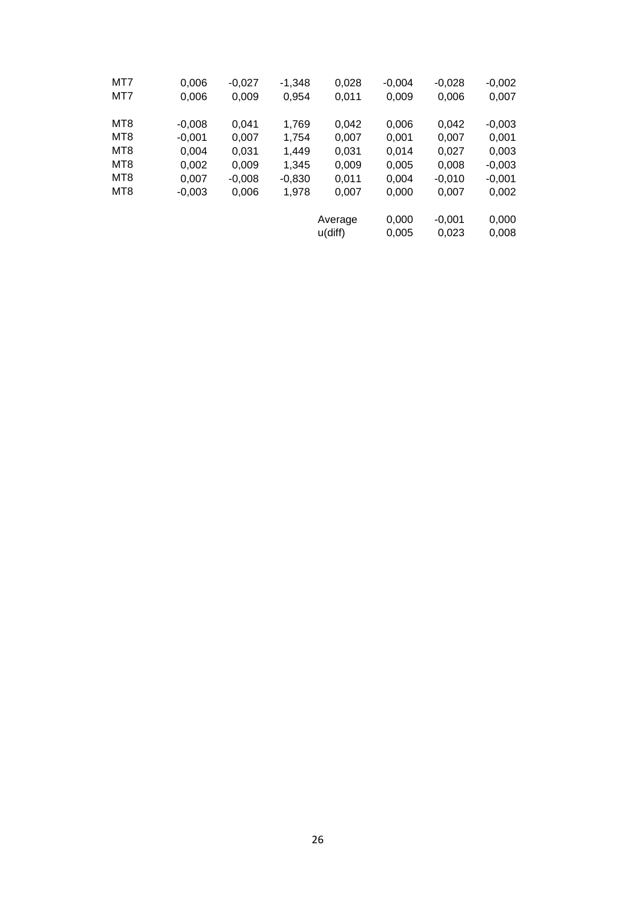| | | | | | | | |
|---|---|---|---|---|---|---|---|
| MT7 | 0,006 | -0,027 | -1,348 | 0,028 | -0,004 | -0,028 | -0,002 |
| MT7 | 0,006 | 0,009 | 0,954 | 0,011 | 0,009 | 0,006 | 0,007 |
| | | | | | | | |
| MT8 | -0,008 | 0,041 | 1,769 | 0,042 | 0,006 | 0,042 | -0,003 |
| MT8 | -0,001 | 0,007 | 1,754 | 0,007 | 0,001 | 0,007 | 0,001 |
| MT8 | 0,004 | 0,031 | 1,449 | 0,031 | 0,014 | 0,027 | 0,003 |
| MT8 | 0,002 | 0,009 | 1,345 | 0,009 | 0,005 | 0,008 | -0,003 |
| MT8 | 0,007 | -0,008 | -0,830 | 0,011 | 0,004 | -0,010 | -0,001 |
| MT8 | -0,003 | 0,006 | 1,978 | 0,007 | 0,000 | 0,007 | 0,002 |
| | | | | | | | |
| | | | | Average | 0,000 | -0,001 | 0,000 |
| | | | | u(diff) | 0,005 | 0,023 | 0,008 |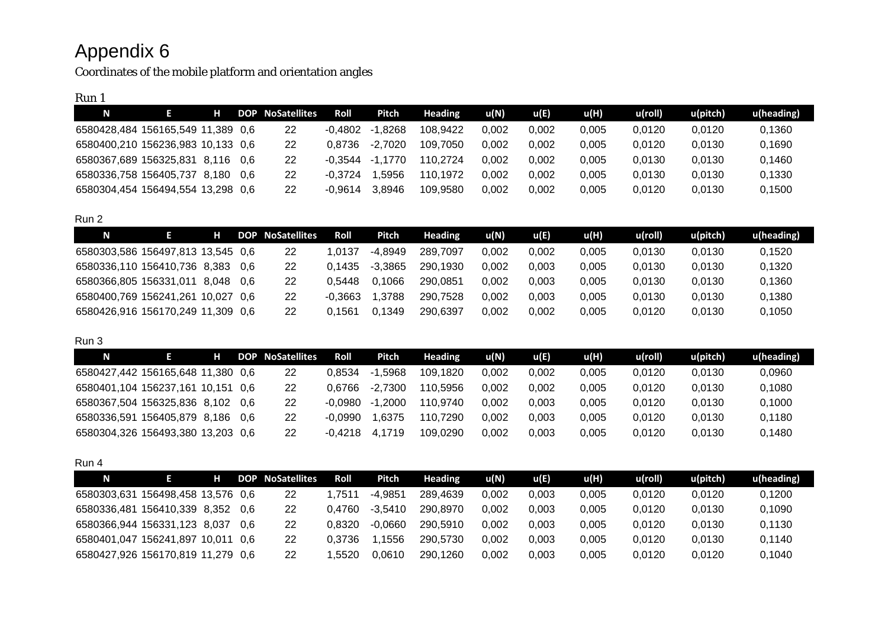# Appendix 6

Coordinates of the mobile platform and orientation angles

Run 1

| N | E | H | DOP | NoSatellites | Roll | Pitch | Heading | u(N) | u(E) | u(H) | u(roll) | u(pitch) | u(heading) |
|---|---|---|---|---|---|---|---|---|---|---|---|---|---|
| 6580428,484 | 156165,549 | 11,389 | 0,6 | 22 | -0,4802 | -1,8268 | 108,9422 | 0,002 | 0,002 | 0,005 | 0,0120 | 0,0120 | 0,1360 |
| 6580400,210 | 156236,983 | 10,133 | 0,6 | 22 | 0,8736 | -2,7020 | 109,7050 | 0,002 | 0,002 | 0,005 | 0,0120 | 0,0130 | 0,1690 |
| 6580367,689 | 156325,831 | 8,116 | 0,6 | 22 | -0,3544 | -1,1770 | 110,2724 | 0,002 | 0,002 | 0,005 | 0,0130 | 0,0130 | 0,1460 |
| 6580336,758 | 156405,737 | 8,180 | 0,6 | 22 | -0,3724 | 1,5956 | 110,1972 | 0,002 | 0,002 | 0,005 | 0,0130 | 0,0130 | 0,1330 |
| 6580304,454 | 156494,554 | 13,298 | 0,6 | 22 | -0,9614 | 3,8946 | 109,9580 | 0,002 | 0,002 | 0,005 | 0,0120 | 0,0130 | 0,1500 |

Run 2

| N | E | H | DOP | NoSatellites | Roll | Pitch | Heading | u(N) | u(E) | u(H) | u(roll) | u(pitch) | u(heading) |
|---|---|---|---|---|---|---|---|---|---|---|---|---|---|
| 6580303,586 | 156497,813 | 13,545 | 0,6 | 22 | 1,0137 | -4,8949 | 289,7097 | 0,002 | 0,002 | 0,005 | 0,0130 | 0,0130 | 0,1520 |
| 6580336,110 | 156410,736 | 8,383 | 0,6 | 22 | 0,1435 | -3,3865 | 290,1930 | 0,002 | 0,003 | 0,005 | 0,0130 | 0,0130 | 0,1320 |
| 6580366,805 | 156331,011 | 8,048 | 0,6 | 22 | 0,5448 | 0,1066 | 290,0851 | 0,002 | 0,003 | 0,005 | 0,0130 | 0,0130 | 0,1360 |
| 6580400,769 | 156241,261 | 10,027 | 0,6 | 22 | -0,3663 | 1,3788 | 290,7528 | 0,002 | 0,003 | 0,005 | 0,0130 | 0,0130 | 0,1380 |
| 6580426,916 | 156170,249 | 11,309 | 0,6 | 22 | 0,1561 | 0,1349 | 290,6397 | 0,002 | 0,002 | 0,005 | 0,0120 | 0,0130 | 0,1050 |

Run 3

| N | E | H | DOP | NoSatellites | Roll | Pitch | Heading | u(N) | u(E) | u(H) | u(roll) | u(pitch) | u(heading) |
|---|---|---|---|---|---|---|---|---|---|---|---|---|---|
| 6580427,442 | 156165,648 | 11,380 | 0,6 | 22 | 0,8534 | -1,5968 | 109,1820 | 0,002 | 0,002 | 0,005 | 0,0120 | 0,0130 | 0,0960 |
| 6580401,104 | 156237,161 | 10,151 | 0,6 | 22 | 0,6766 | -2,7300 | 110,5956 | 0,002 | 0,002 | 0,005 | 0,0120 | 0,0130 | 0,1080 |
| 6580367,504 | 156325,836 | 8,102 | 0,6 | 22 | -0,0980 | -1,2000 | 110,9740 | 0,002 | 0,003 | 0,005 | 0,0120 | 0,0130 | 0,1000 |
| 6580336,591 | 156405,879 | 8,186 | 0,6 | 22 | -0,0990 | 1,6375 | 110,7290 | 0,002 | 0,003 | 0,005 | 0,0120 | 0,0130 | 0,1180 |
| 6580304,326 | 156493,380 | 13,203 | 0,6 | 22 | -0,4218 | 4,1719 | 109,0290 | 0,002 | 0,003 | 0,005 | 0,0120 | 0,0130 | 0,1480 |

Run 4

| N | E | H | DOP | NoSatellites | Roll | Pitch | Heading | u(N) | u(E) | u(H) | u(roll) | u(pitch) | u(heading) |
|---|---|---|---|---|---|---|---|---|---|---|---|---|---|
| 6580303,631 | 156498,458 | 13,576 | 0,6 | 22 | 1,7511 | -4,9851 | 289,4639 | 0,002 | 0,003 | 0,005 | 0,0120 | 0,0120 | 0,1200 |
| 6580336,481 | 156410,339 | 8,352 | 0,6 | 22 | 0,4760 | -3,5410 | 290,8970 | 0,002 | 0,003 | 0,005 | 0,0120 | 0,0130 | 0,1090 |
| 6580366,944 | 156331,123 | 8,037 | 0,6 | 22 | 0,8320 | -0,0660 | 290,5910 | 0,002 | 0,003 | 0,005 | 0,0120 | 0,0130 | 0,1130 |
| 6580401,047 | 156241,897 | 10,011 | 0,6 | 22 | 0,3736 | 1,1556 | 290,5730 | 0,002 | 0,003 | 0,005 | 0,0120 | 0,0130 | 0,1140 |
| 6580427,926 | 156170,819 | 11,279 | 0,6 | 22 | 1,5520 | 0,0610 | 290,1260 | 0,002 | 0,003 | 0,005 | 0,0120 | 0,0120 | 0,1040 |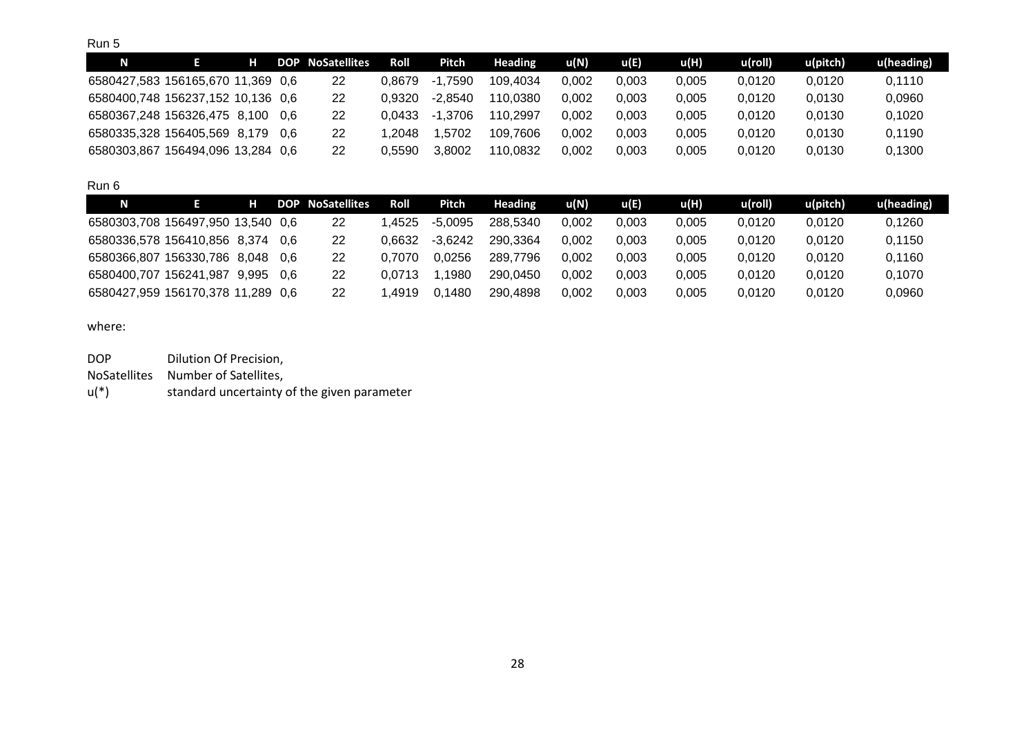Run 5

| N | E | H | DOP | NoSatellites | Roll | Pitch | Heading | u(N) | u(E) | u(H) | u(roll) | u(pitch) | u(heading) |
|---|---|---|---|---|---|---|---|---|---|---|---|---|---|
| 6580427,583 | 156165,670 | 11,369 | 0,6 | 22 | 0,8679 | -1,7590 | 109,4034 | 0,002 | 0,003 | 0,005 | 0,0120 | 0,0120 | 0,1110 |
| 6580400,748 | 156237,152 | 10,136 | 0,6 | 22 | 0,9320 | -2,8540 | 110,0380 | 0,002 | 0,003 | 0,005 | 0,0120 | 0,0130 | 0,0960 |
| 6580367,248 | 156326,475 | 8,100 | 0,6 | 22 | 0,0433 | -1,3706 | 110,2997 | 0,002 | 0,003 | 0,005 | 0,0120 | 0,0130 | 0,1020 |
| 6580335,328 | 156405,569 | 8,179 | 0,6 | 22 | 1,2048 | 1,5702 | 109,7606 | 0,002 | 0,003 | 0,005 | 0,0120 | 0,0130 | 0,1190 |
| 6580303,867 | 156494,096 | 13,284 | 0,6 | 22 | 0,5590 | 3,8002 | 110,0832 | 0,002 | 0,003 | 0,005 | 0,0120 | 0,0130 | 0,1300 |

Run 6

| N | E | H | DOP | NoSatellites | Roll | Pitch | Heading | u(N) | u(E) | u(H) | u(roll) | u(pitch) | u(heading) |
|---|---|---|---|---|---|---|---|---|---|---|---|---|---|
| 6580303,708 | 156497,950 | 13,540 | 0,6 | 22 | 1,4525 | -5,0095 | 288,5340 | 0,002 | 0,003 | 0,005 | 0,0120 | 0,0120 | 0,1260 |
| 6580336,578 | 156410,856 | 8,374 | 0,6 | 22 | 0,6632 | -3,6242 | 290,3364 | 0,002 | 0,003 | 0,005 | 0,0120 | 0,0120 | 0,1150 |
| 6580366,807 | 156330,786 | 8,048 | 0,6 | 22 | 0,7070 | 0,0256 | 289,7796 | 0,002 | 0,003 | 0,005 | 0,0120 | 0,0120 | 0,1160 |
| 6580400,707 | 156241,987 | 9,995 | 0,6 | 22 | 0,0713 | 1,1980 | 290,0450 | 0,002 | 0,003 | 0,005 | 0,0120 | 0,0120 | 0,1070 |
| 6580427,959 | 156170,378 | 11,289 | 0,6 | 22 | 1,4919 | 0,1480 | 290,4898 | 0,002 | 0,003 | 0,005 | 0,0120 | 0,0120 | 0,0960 |

where:

DOP — Dilution Of Precision,
NoSatellites — Number of Satellites,
u(*) — standard uncertainty of the given parameter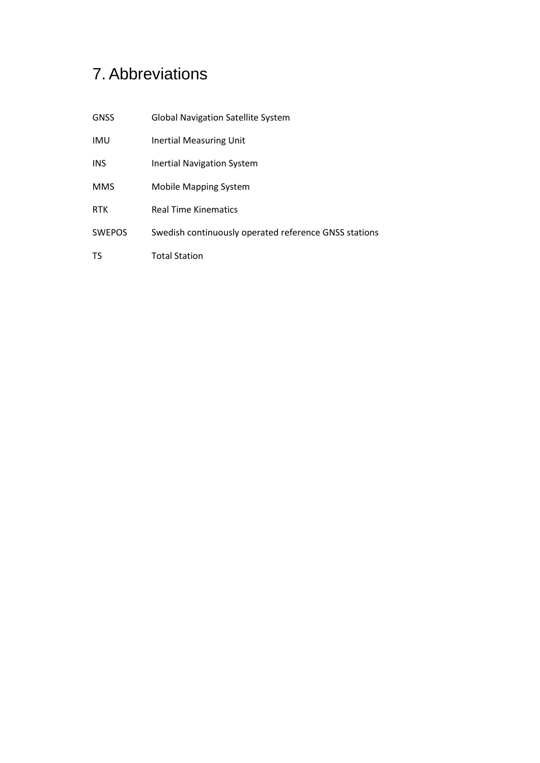# 7. Abbreviations

| | |
|---|---|
| GNSS | Global Navigation Satellite System |
| IMU | Inertial Measuring Unit |
| INS | Inertial Navigation System |
| MMS | Mobile Mapping System |
| RTK | Real Time Kinematics |
| SWEPOS | Swedish continuously operated reference GNSS stations |
| TS | Total Station |